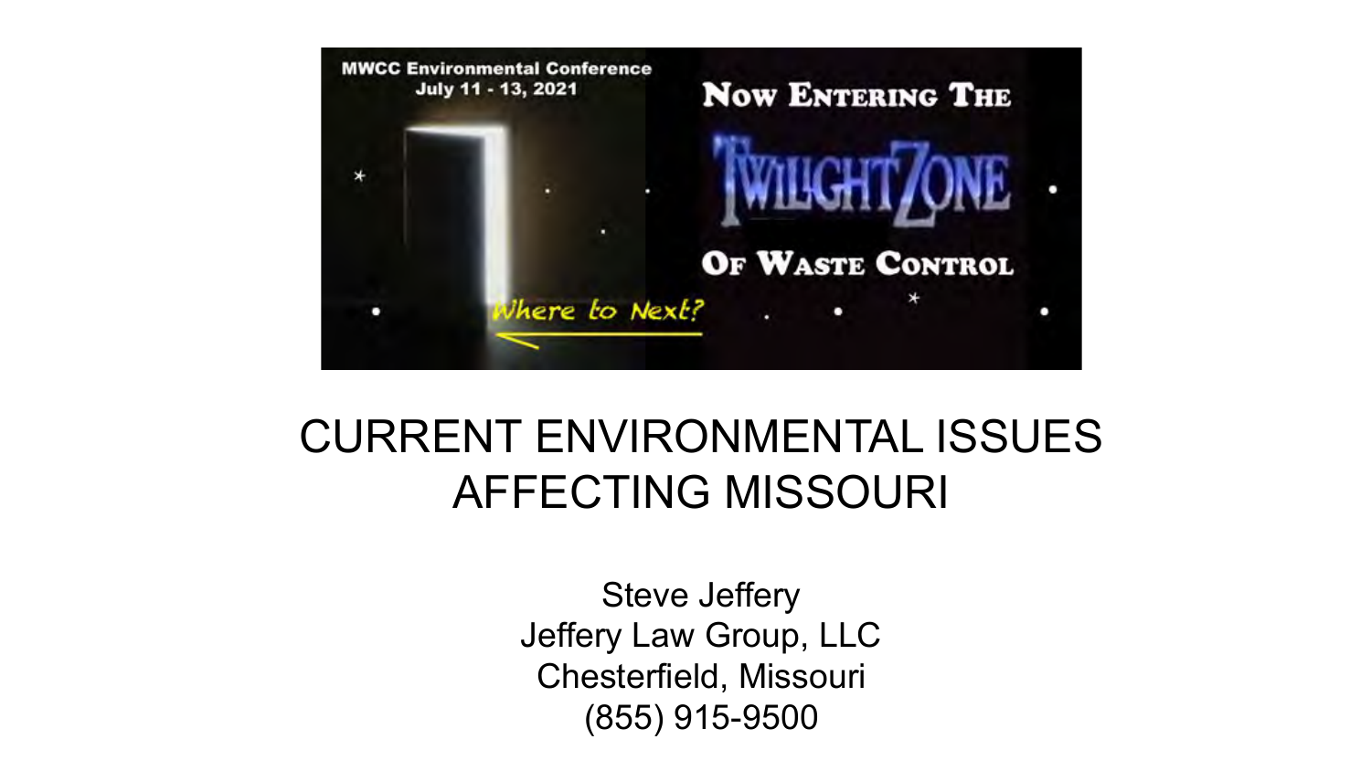MWCC Environmental Conference
July 11 - 13, 2021

Now Entering The Twilight Zone Of Waste Control

Where to Next?

# CURRENT ENVIRONMENTAL ISSUES AFFECTING MISSOURI

Steve Jeffery
Jeffery Law Group, LLC
Chesterfield, Missouri
(855) 915-9500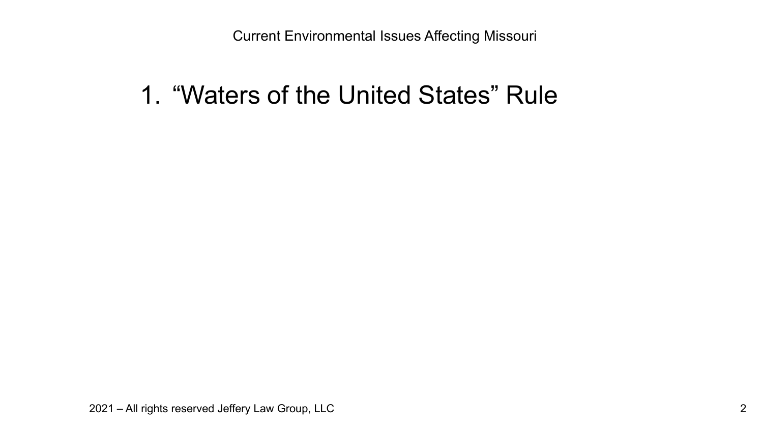1. “Waters of the United States” Rule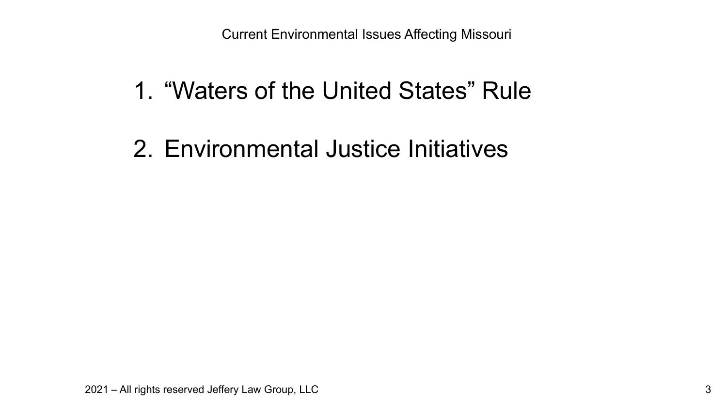Current Environmental Issues Affecting Missouri

1. "Waters of the United States" Rule

2. Environmental Justice Initiatives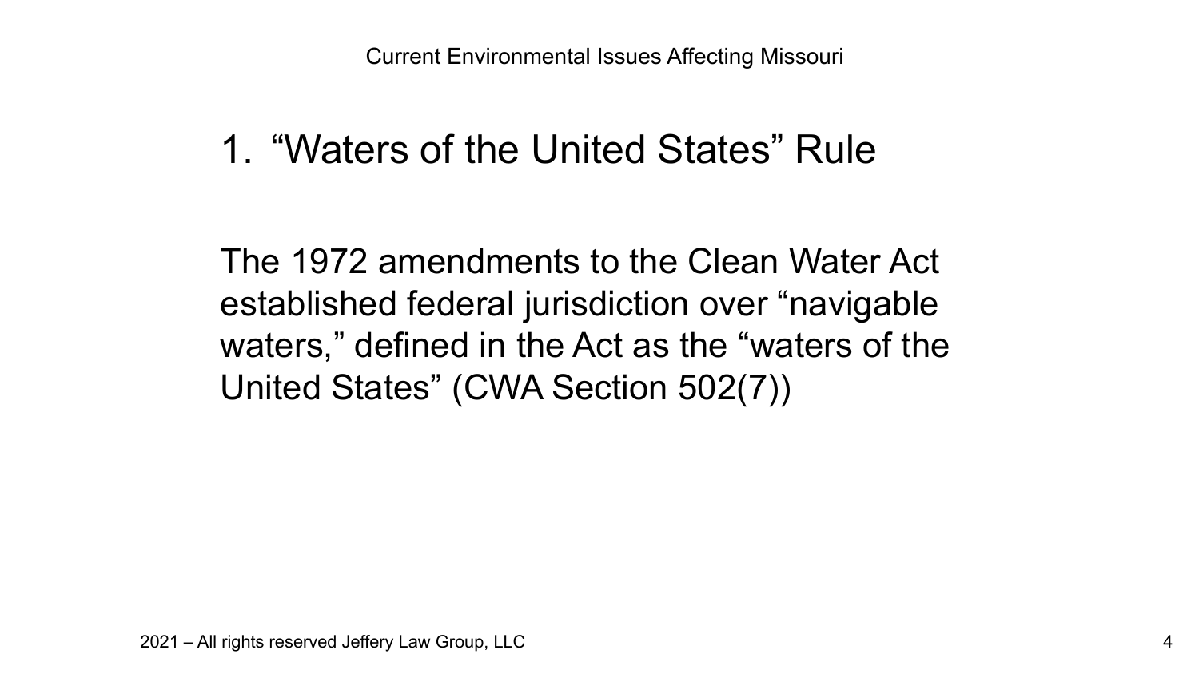## 1. "Waters of the United States" Rule

The 1972 amendments to the Clean Water Act established federal jurisdiction over "navigable waters," defined in the Act as the "waters of the United States" (CWA Section 502(7))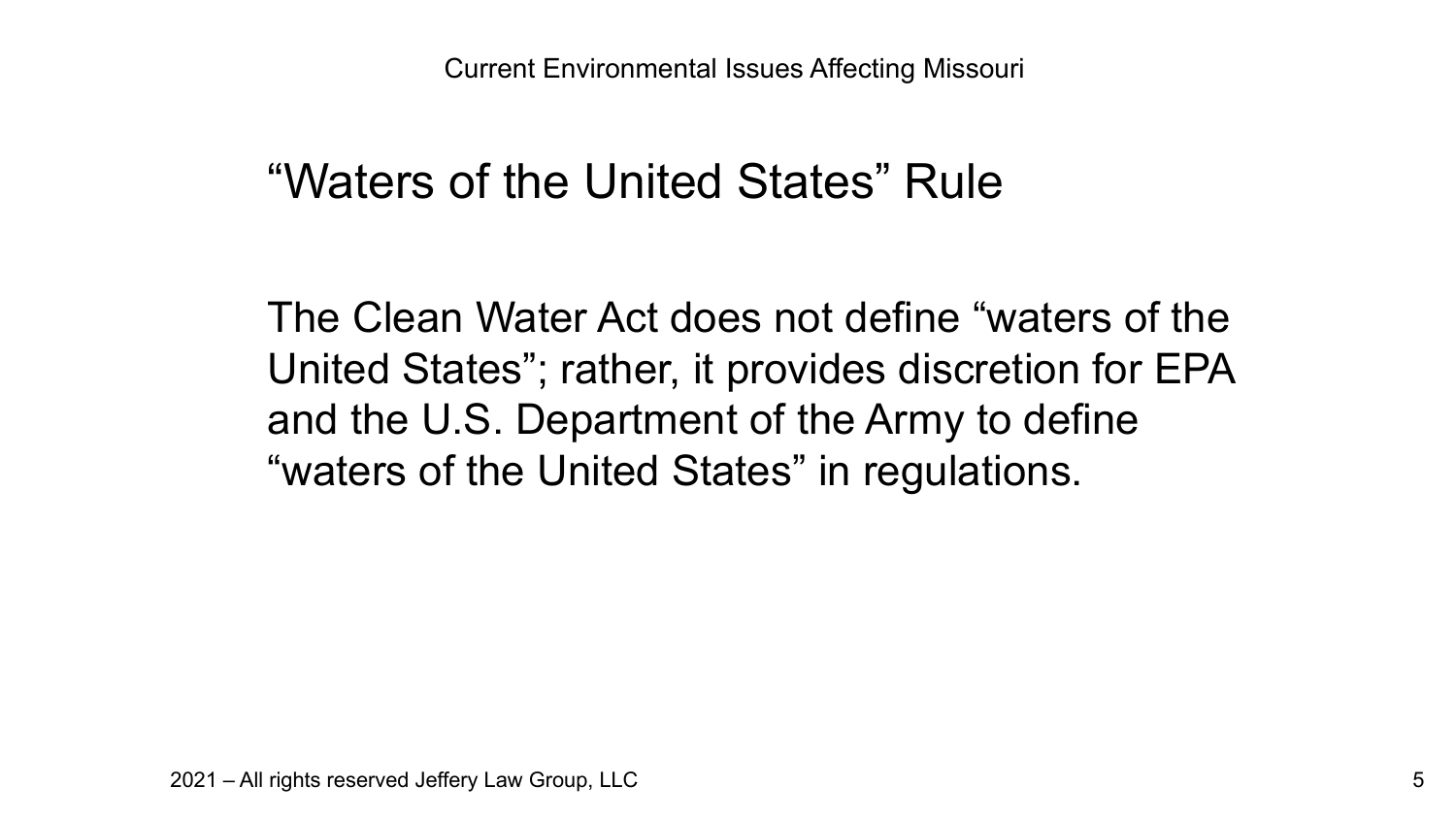## "Waters of the United States" Rule

The Clean Water Act does not define "waters of the United States"; rather, it provides discretion for EPA and the U.S. Department of the Army to define "waters of the United States" in regulations.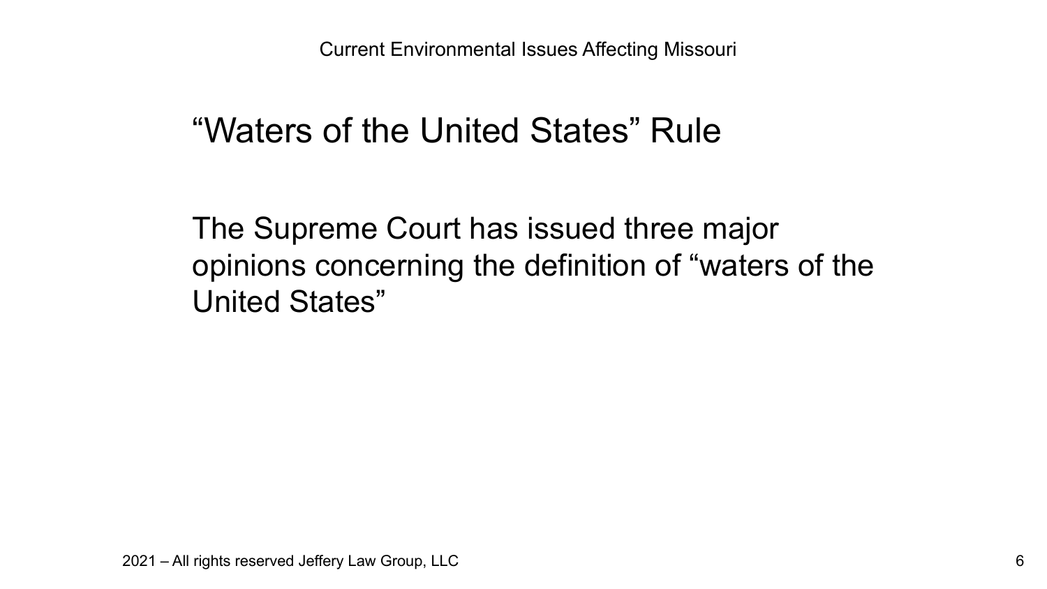## "Waters of the United States" Rule

The Supreme Court has issued three major opinions concerning the definition of "waters of the United States"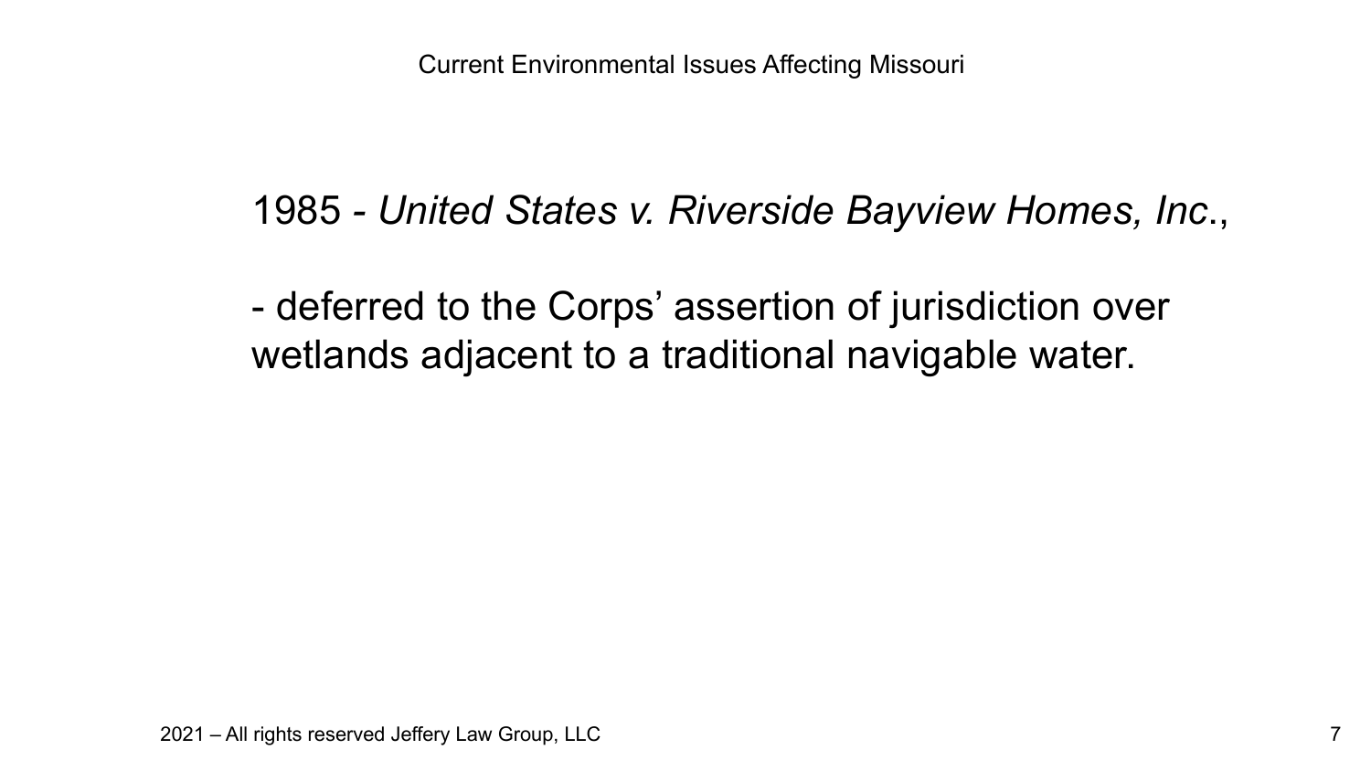1985 - *United States v. Riverside Bayview Homes, Inc*.,

- deferred to the Corps' assertion of jurisdiction over wetlands adjacent to a traditional navigable water.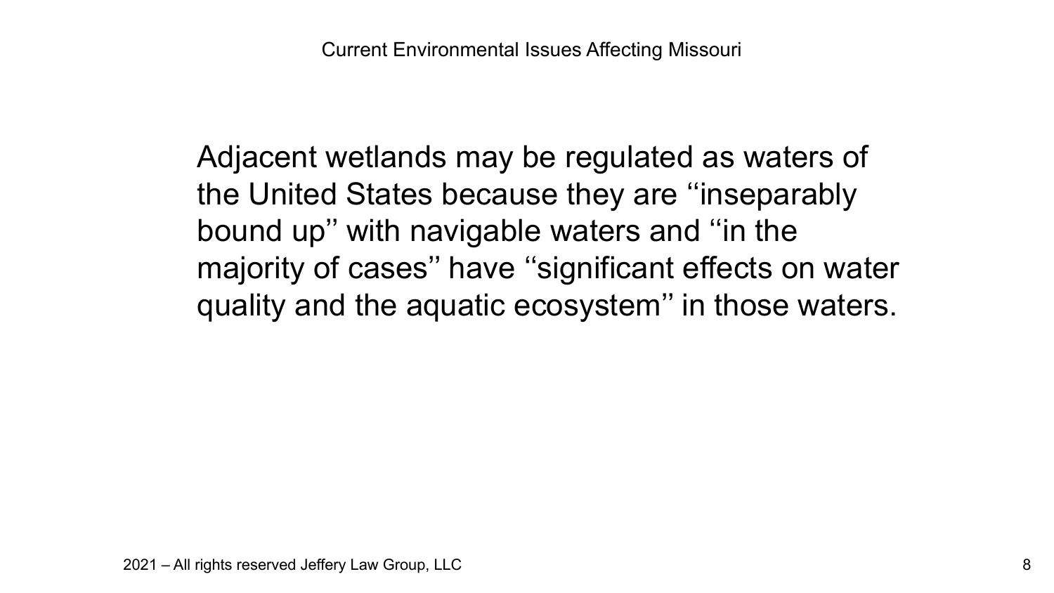Adjacent wetlands may be regulated as waters of the United States because they are ''inseparably bound up'' with navigable waters and ''in the majority of cases'' have ''significant effects on water quality and the aquatic ecosystem'' in those waters.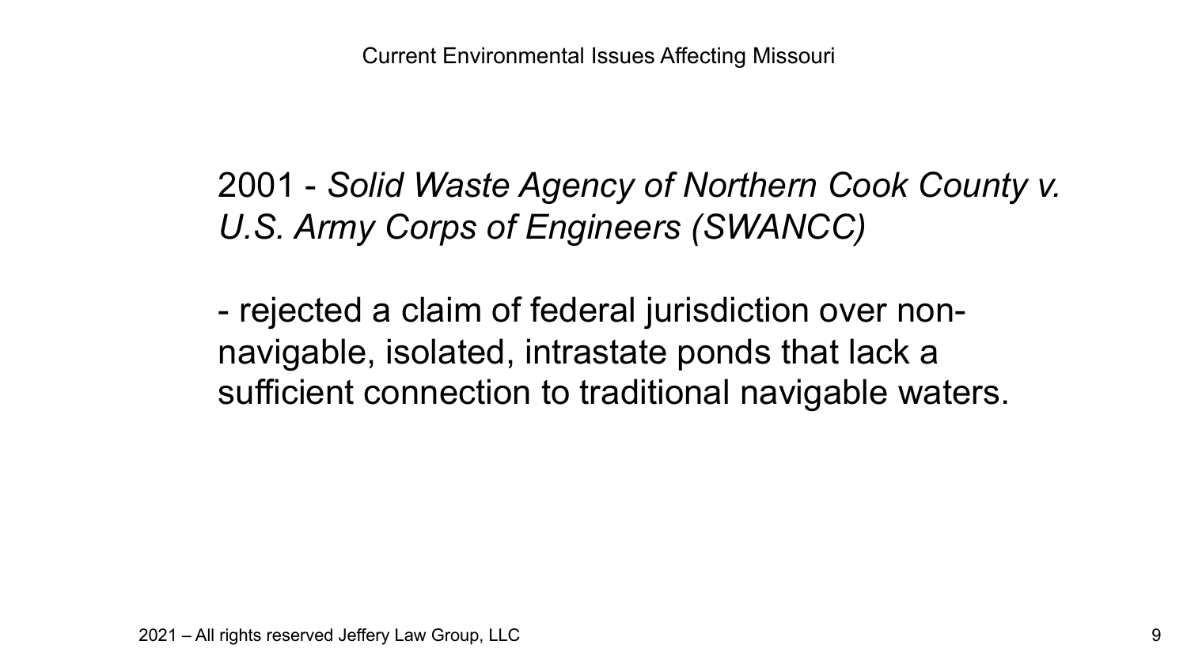2001 - *Solid Waste Agency of Northern Cook County v. U.S. Army Corps of Engineers (SWANCC)*

- rejected a claim of federal jurisdiction over non-navigable, isolated, intrastate ponds that lack a sufficient connection to traditional navigable waters.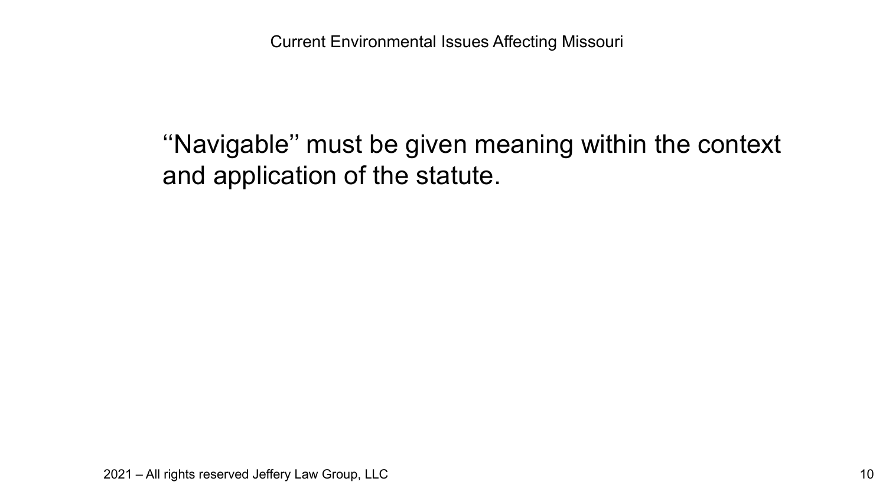''Navigable'' must be given meaning within the context and application of the statute.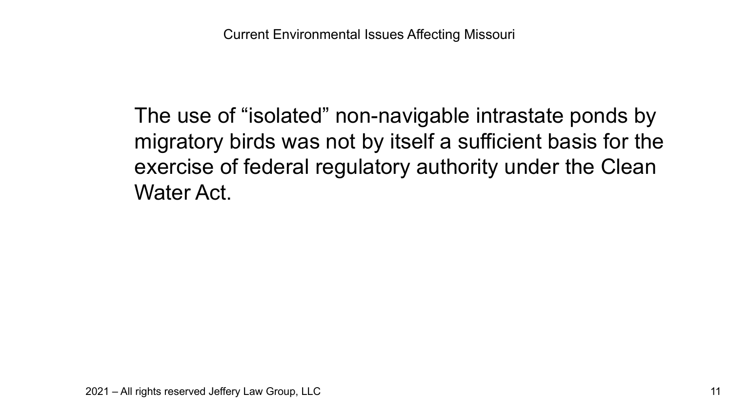The use of “isolated” non-navigable intrastate ponds by migratory birds was not by itself a sufficient basis for the exercise of federal regulatory authority under the Clean Water Act.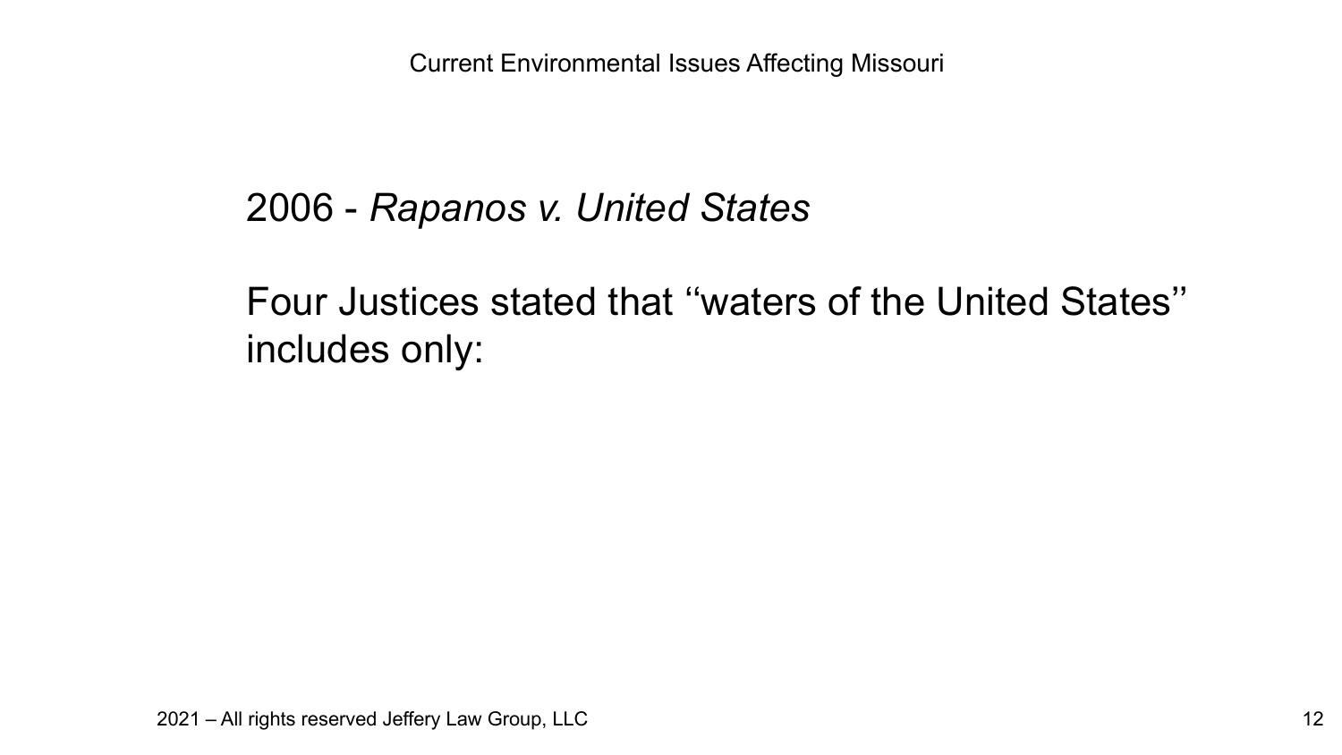2006 - *Rapanos v. United States*

Four Justices stated that ‘‘waters of the United States’’ includes only: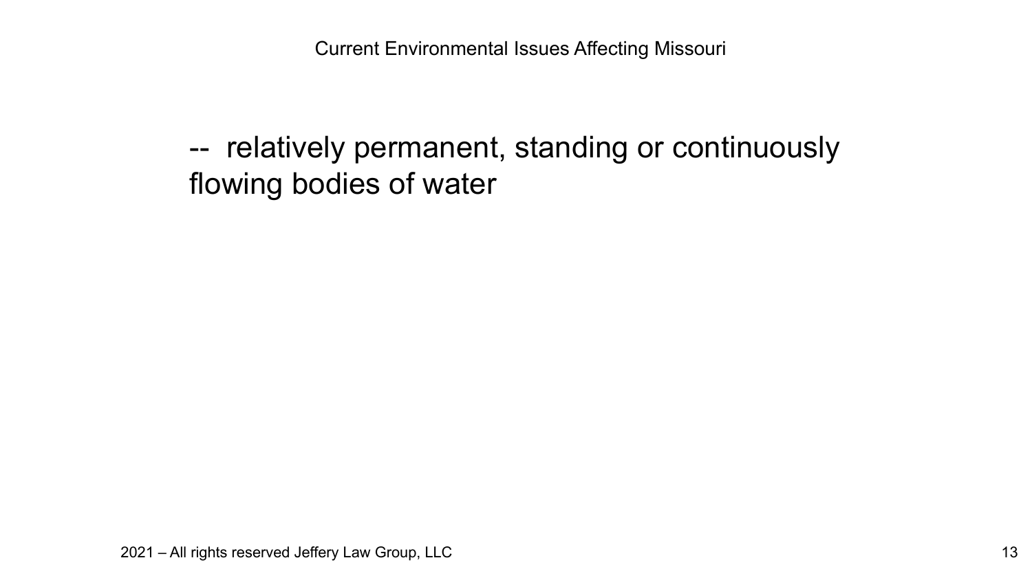--  relatively permanent, standing or continuously flowing bodies of water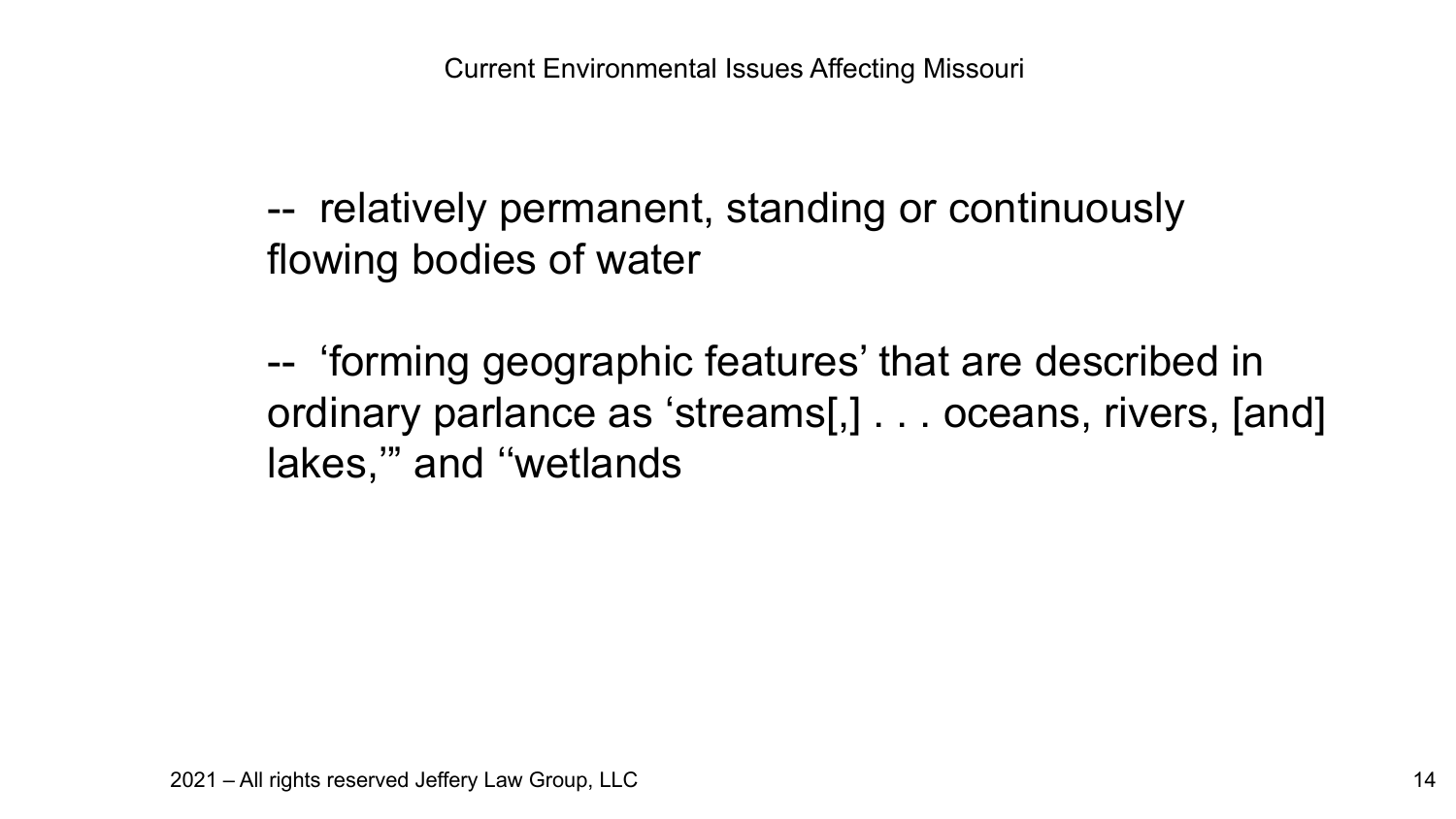-- relatively permanent, standing or continuously flowing bodies of water

-- 'forming geographic features' that are described in ordinary parlance as 'streams[,] . . . oceans, rivers, [and] lakes,'" and "wetlands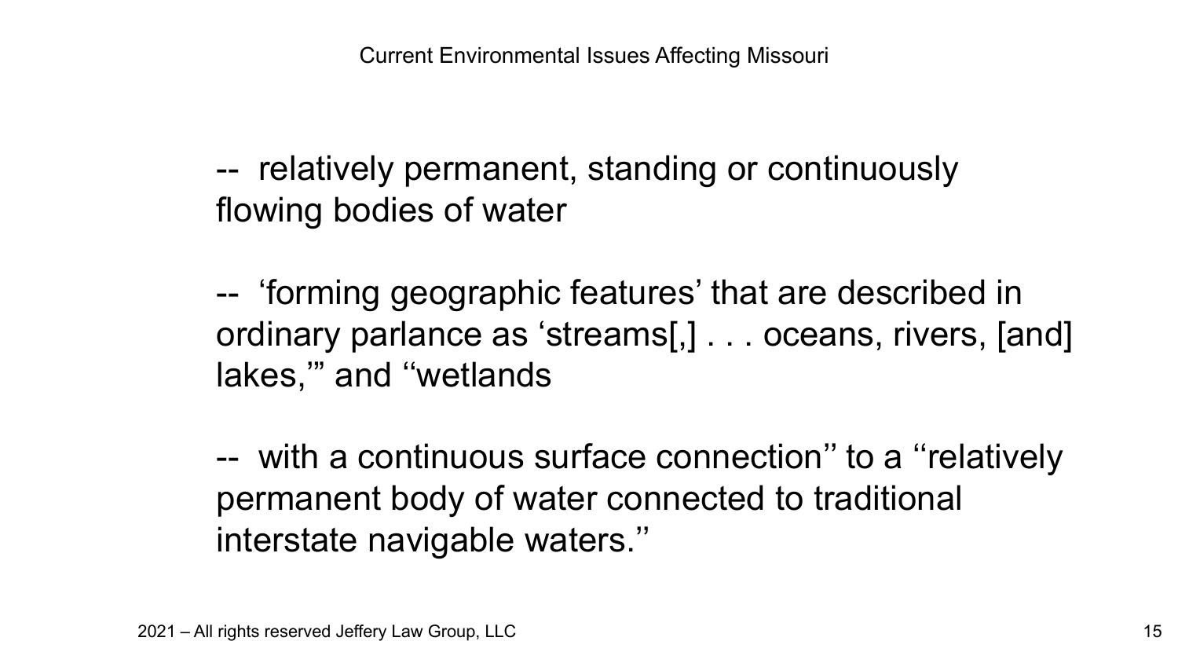-- relatively permanent, standing or continuously flowing bodies of water

-- 'forming geographic features' that are described in ordinary parlance as 'streams[,] . . . oceans, rivers, [and] lakes,'" and ''wetlands

-- with a continuous surface connection'' to a ''relatively permanent body of water connected to traditional interstate navigable waters.''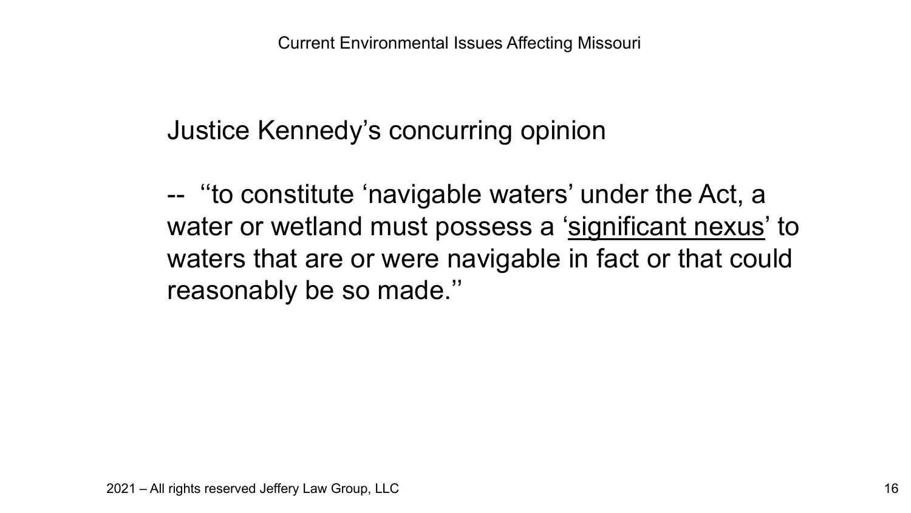Justice Kennedy's concurring opinion

-- ''to constitute 'navigable waters' under the Act, a water or wetland must possess a '<u>significant nexus</u>' to waters that are or were navigable in fact or that could reasonably be so made.''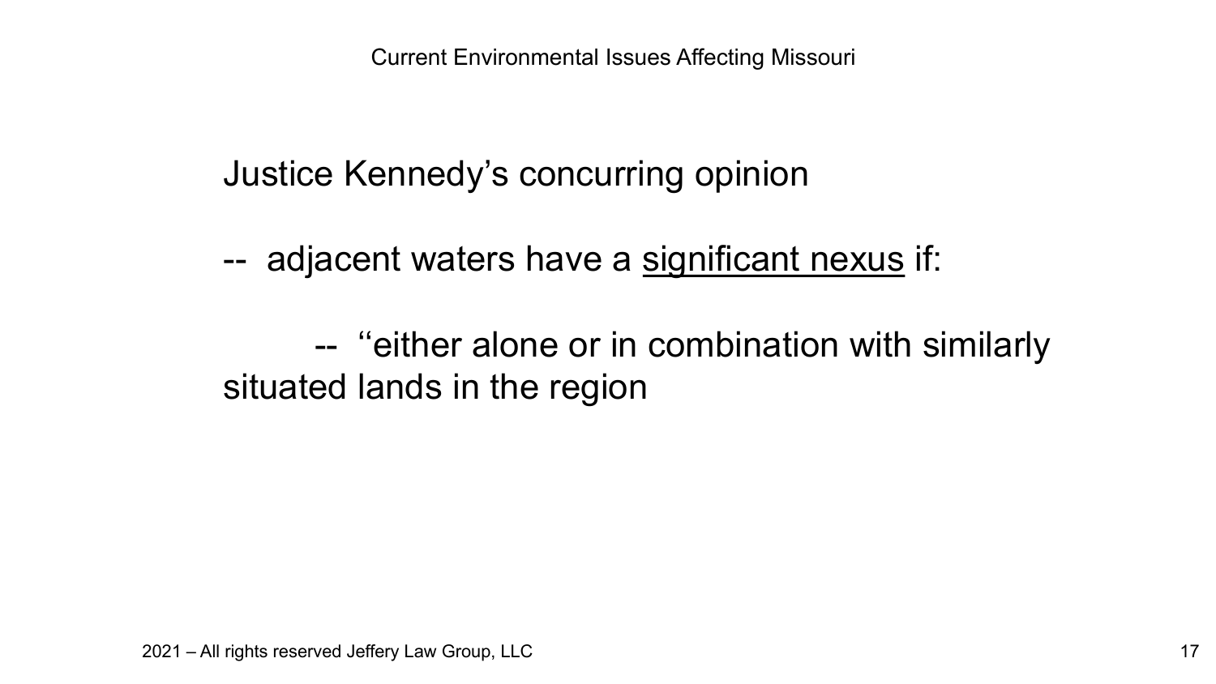Justice Kennedy's concurring opinion

-- adjacent waters have a <u>significant nexus</u> if:

-- ''either alone or in combination with similarly situated lands in the region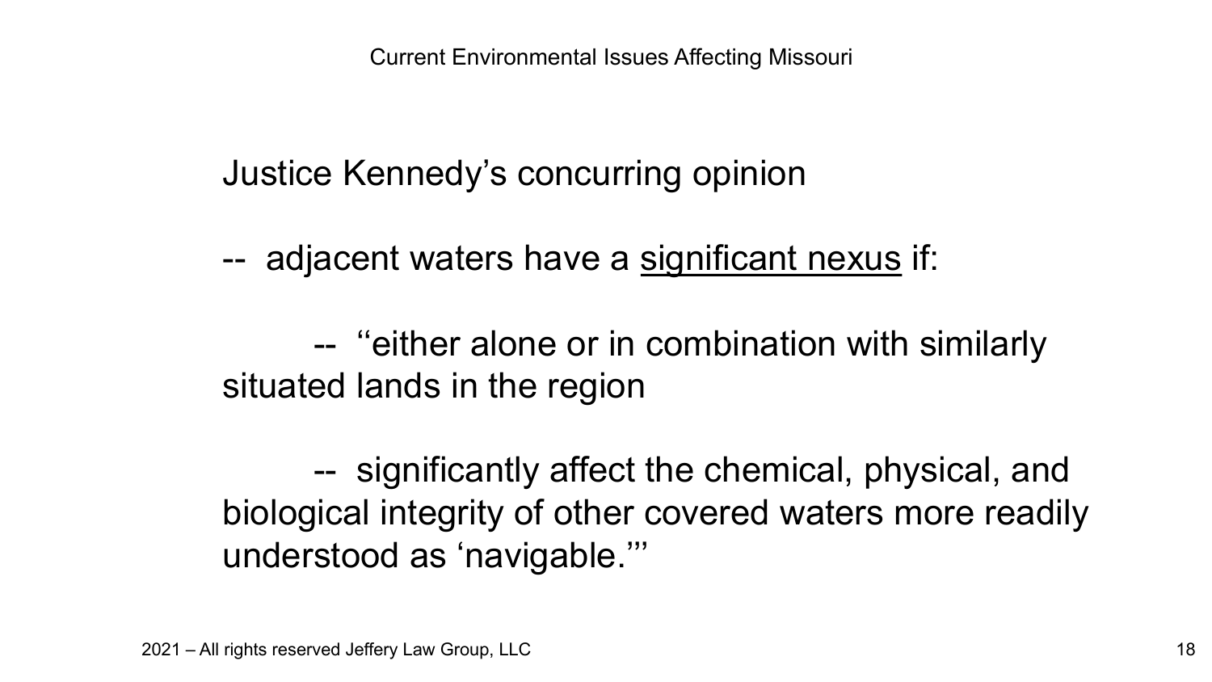Justice Kennedy's concurring opinion

-- adjacent waters have a <u>significant nexus</u> if:

-- ''either alone or in combination with similarly situated lands in the region

-- significantly affect the chemical, physical, and biological integrity of other covered waters more readily understood as 'navigable.'''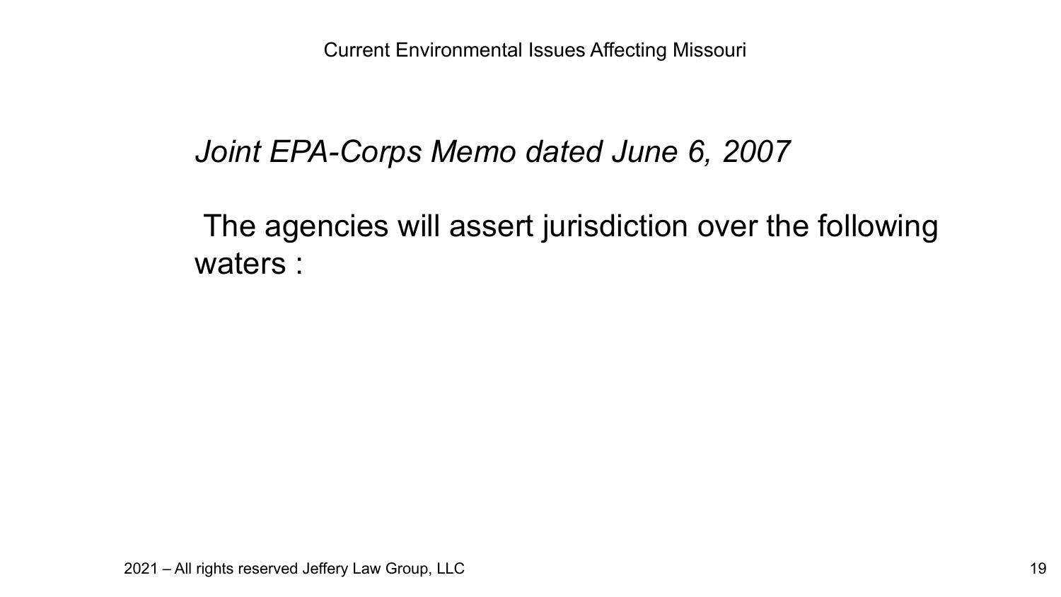*Joint EPA-Corps Memo dated June 6, 2007*

The agencies will assert jurisdiction over the following waters :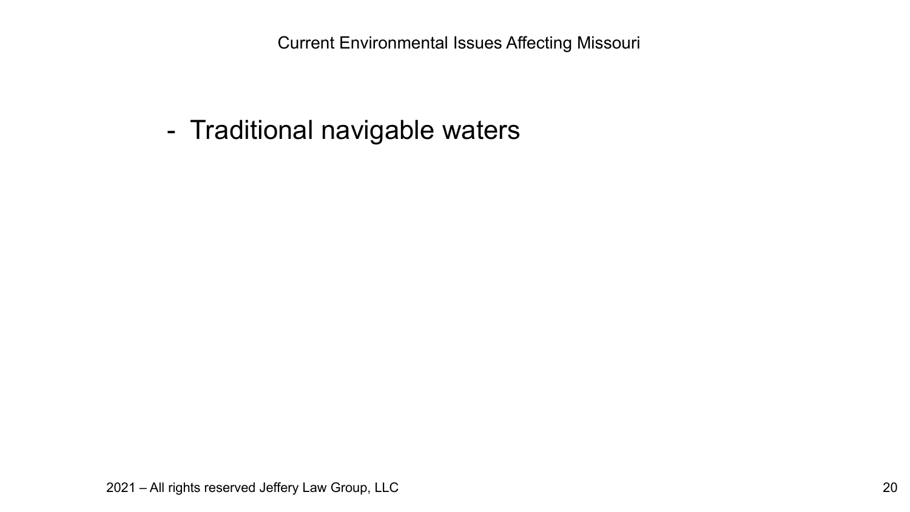- Traditional navigable waters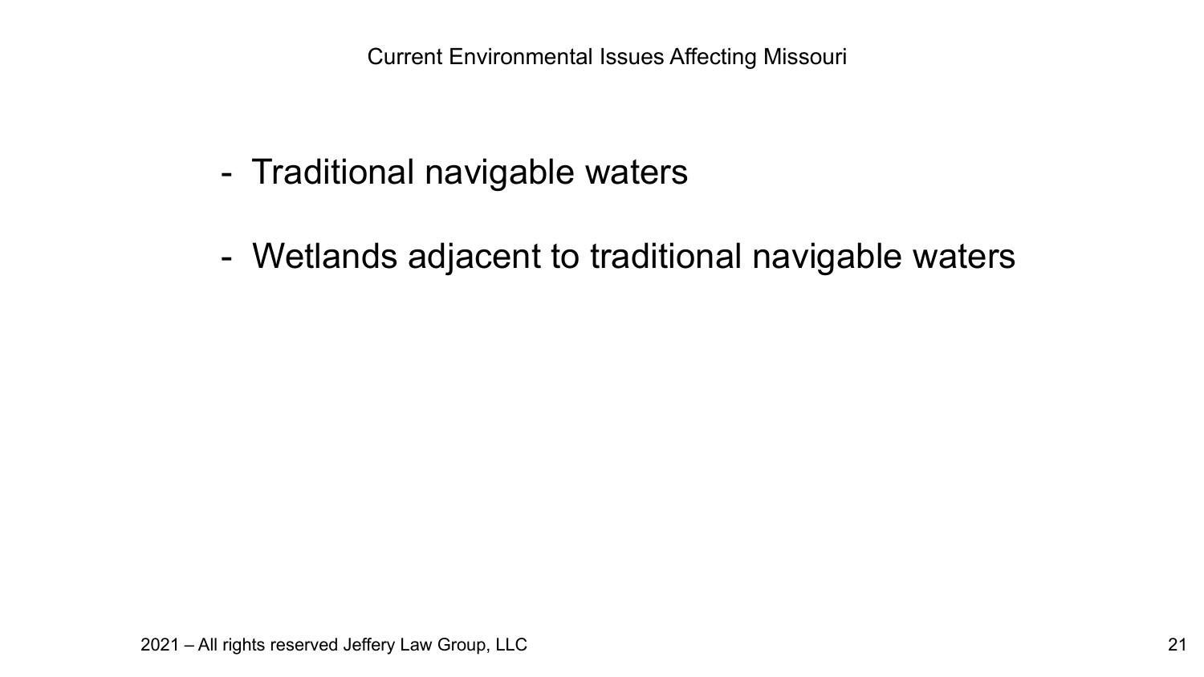- Traditional navigable waters

- Wetlands adjacent to traditional navigable waters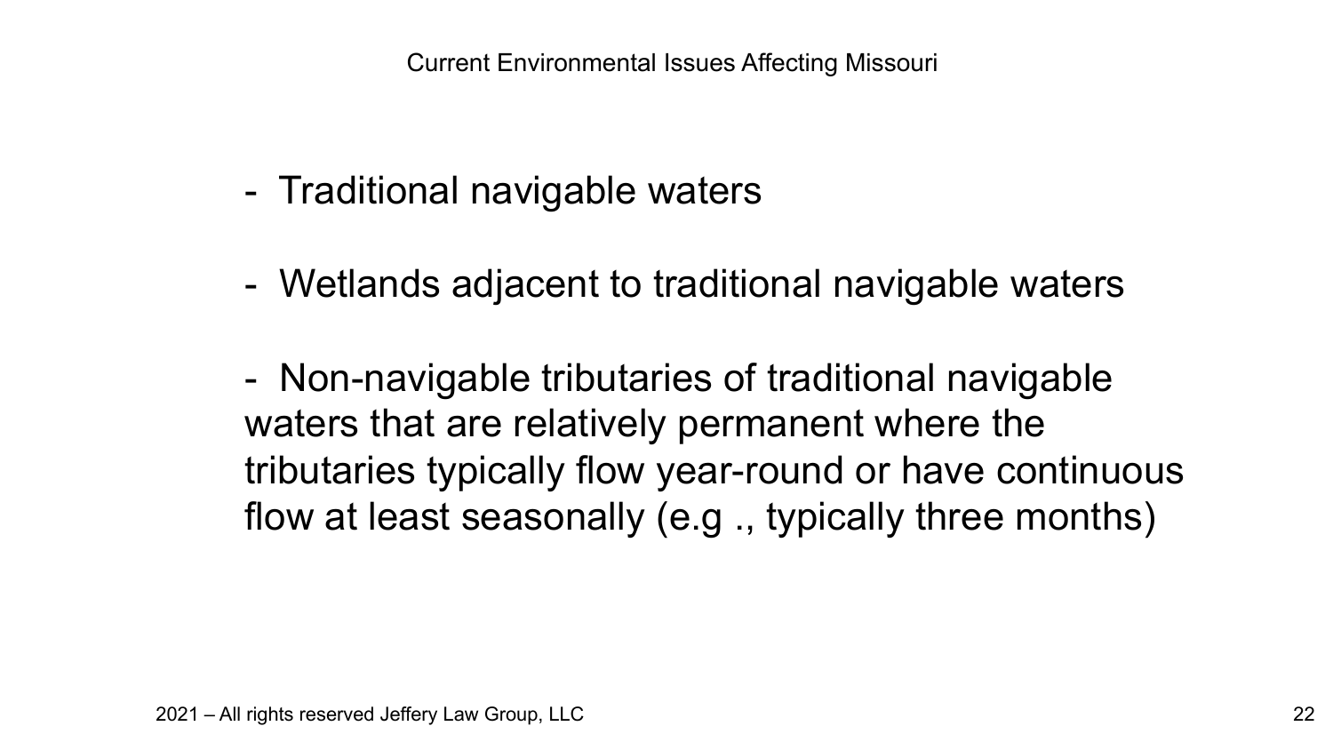- Traditional navigable waters

- Wetlands adjacent to traditional navigable waters

- Non-navigable tributaries of traditional navigable waters that are relatively permanent where the tributaries typically flow year-round or have continuous flow at least seasonally (e.g ., typically three months)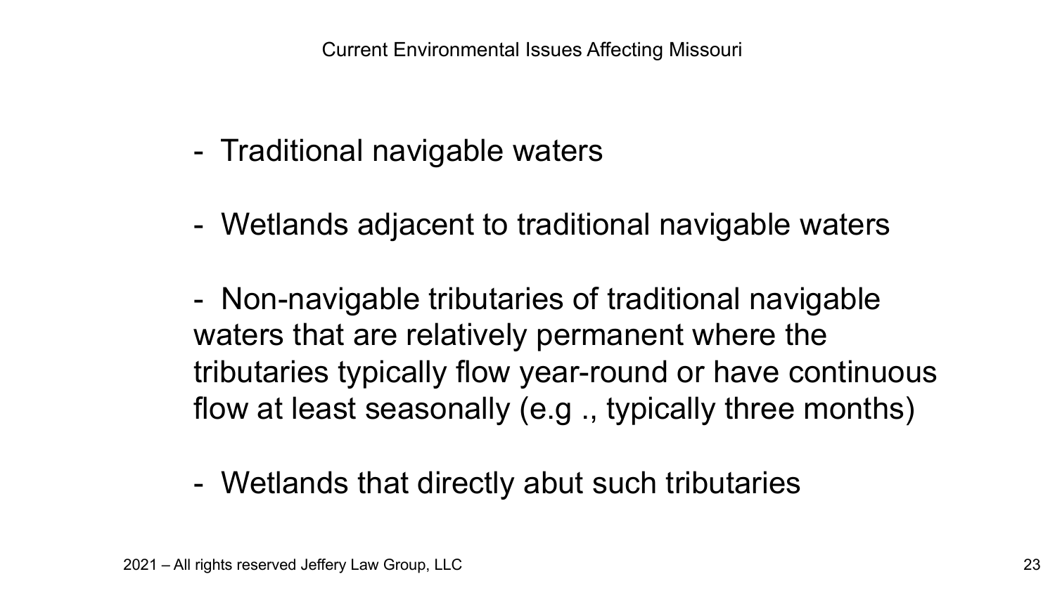- Traditional navigable waters

- Wetlands adjacent to traditional navigable waters

- Non-navigable tributaries of traditional navigable waters that are relatively permanent where the tributaries typically flow year-round or have continuous flow at least seasonally (e.g ., typically three months)

- Wetlands that directly abut such tributaries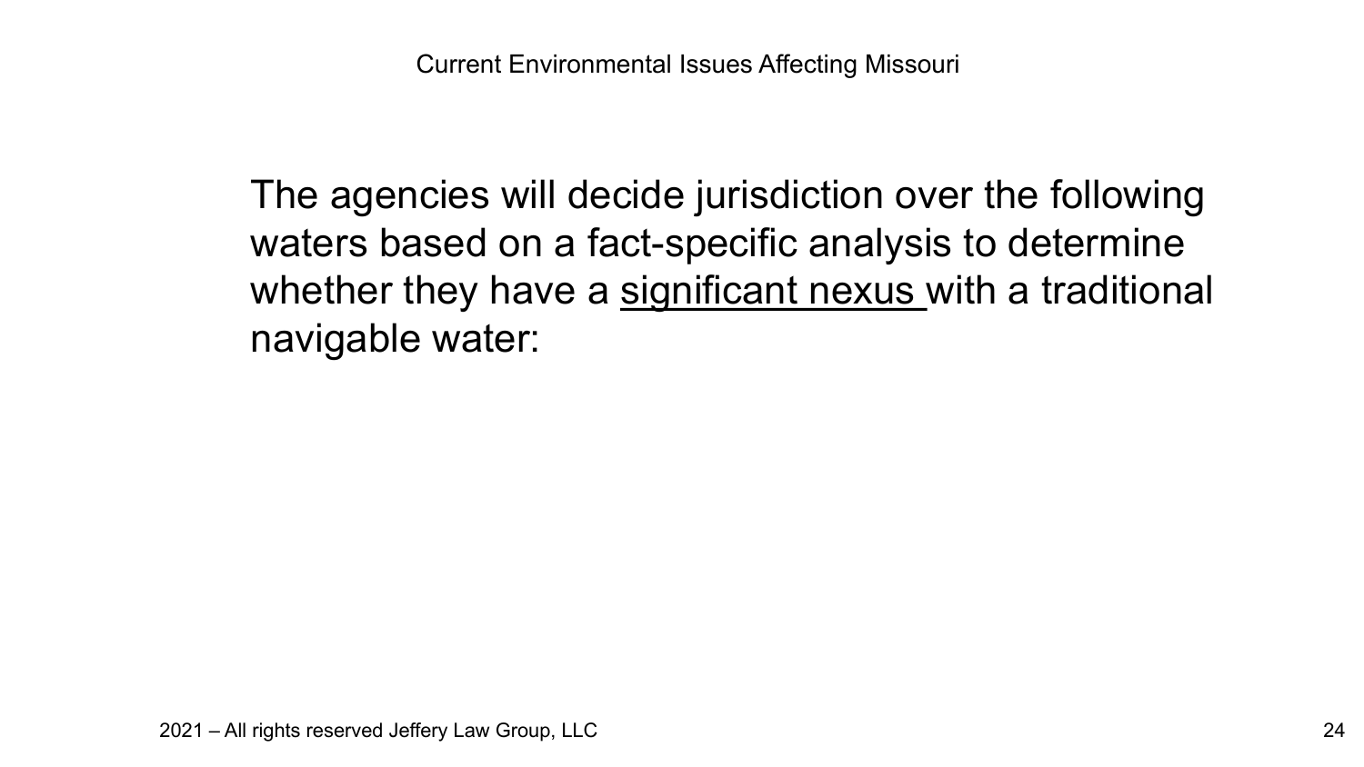The agencies will decide jurisdiction over the following waters based on a fact-specific analysis to determine whether they have a <u>significant nexus</u> with a traditional navigable water: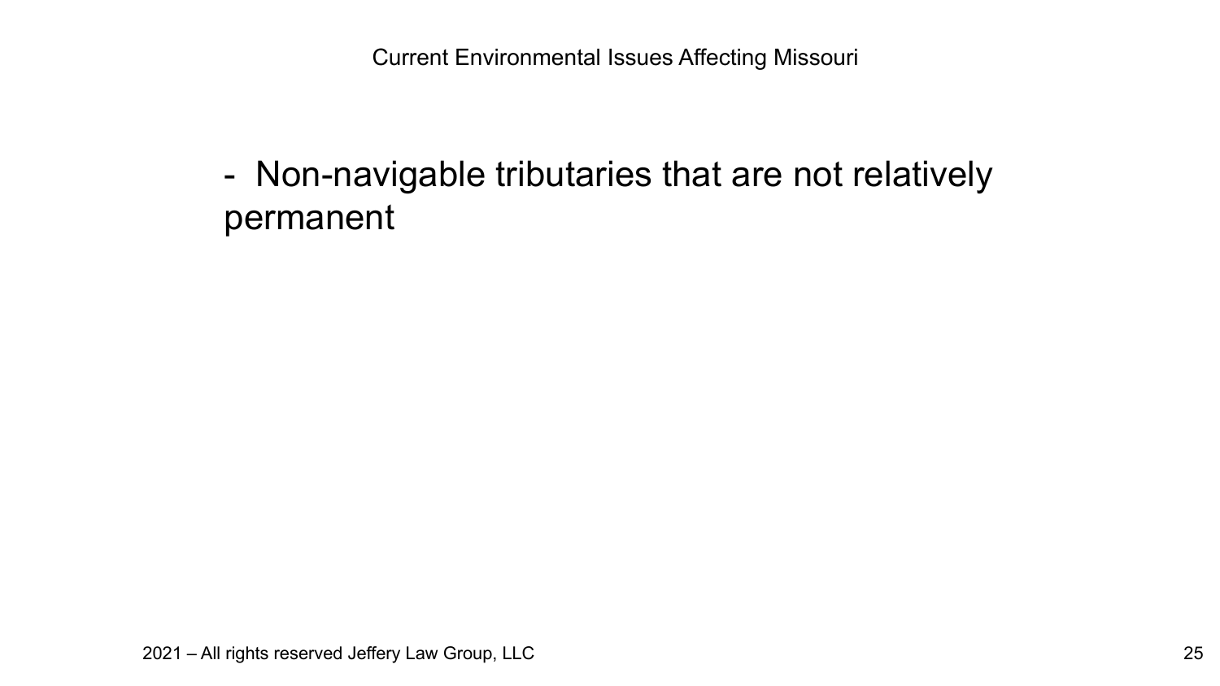- Non-navigable tributaries that are not relatively permanent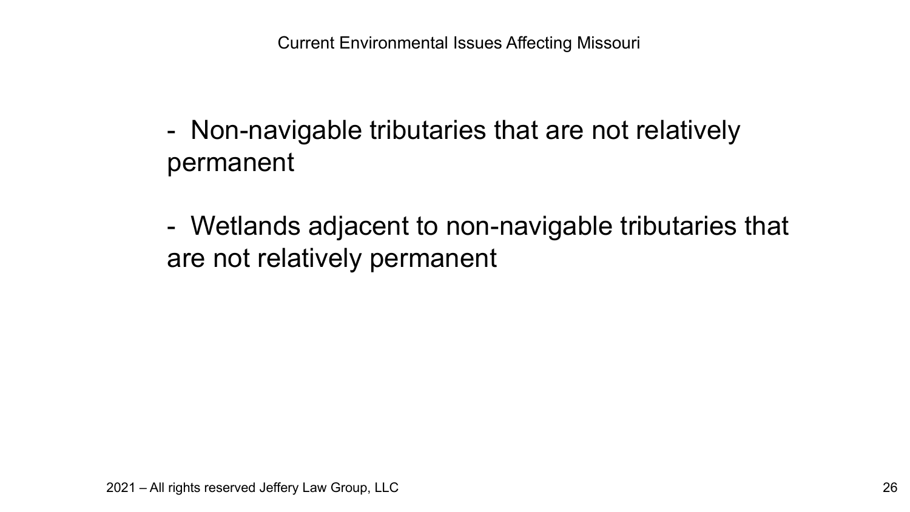- Non-navigable tributaries that are not relatively permanent

- Wetlands adjacent to non-navigable tributaries that are not relatively permanent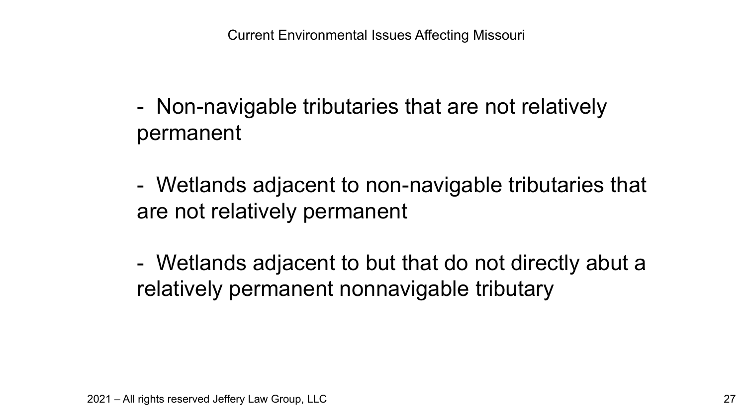- Non-navigable tributaries that are not relatively permanent

- Wetlands adjacent to non-navigable tributaries that are not relatively permanent

- Wetlands adjacent to but that do not directly abut a relatively permanent nonnavigable tributary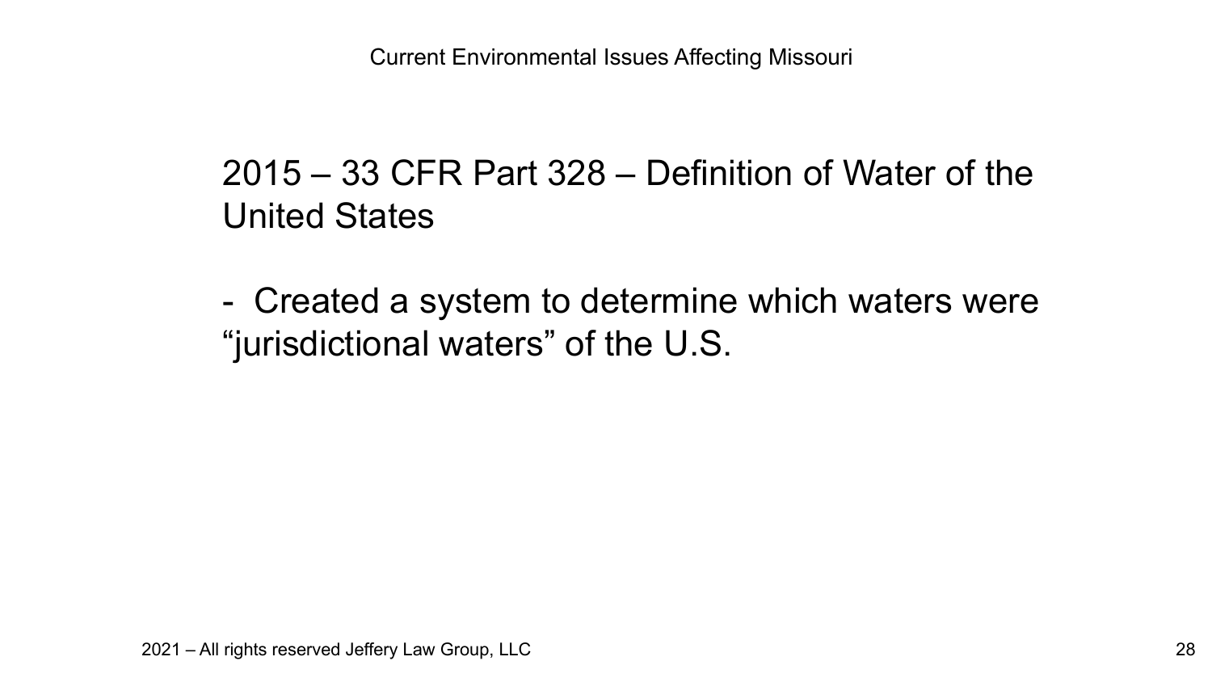## 2015 – 33 CFR Part 328 – Definition of Water of the United States

- Created a system to determine which waters were "jurisdictional waters" of the U.S.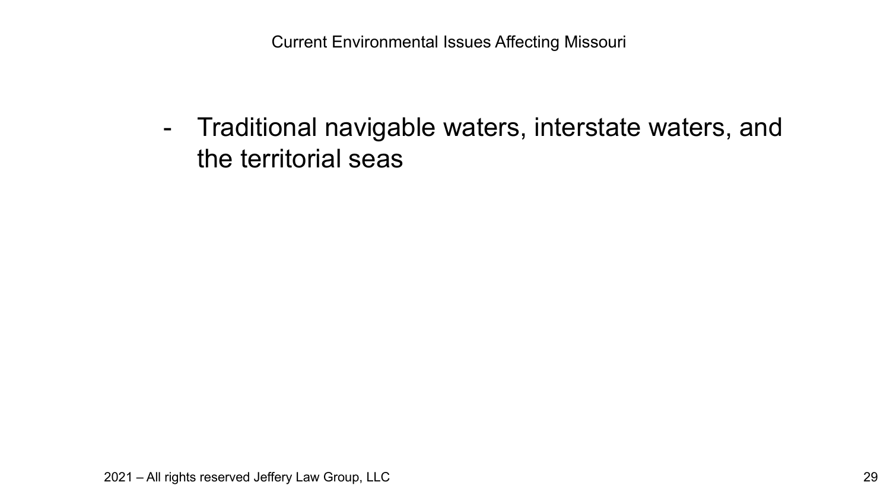- Traditional navigable waters, interstate waters, and the territorial seas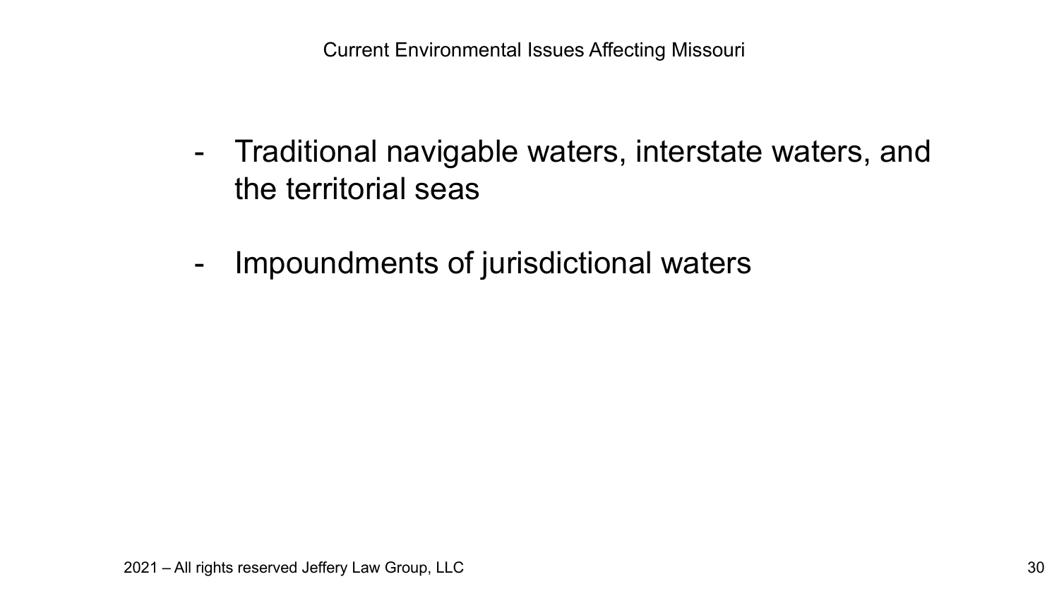- Traditional navigable waters, interstate waters, and the territorial seas

- Impoundments of jurisdictional waters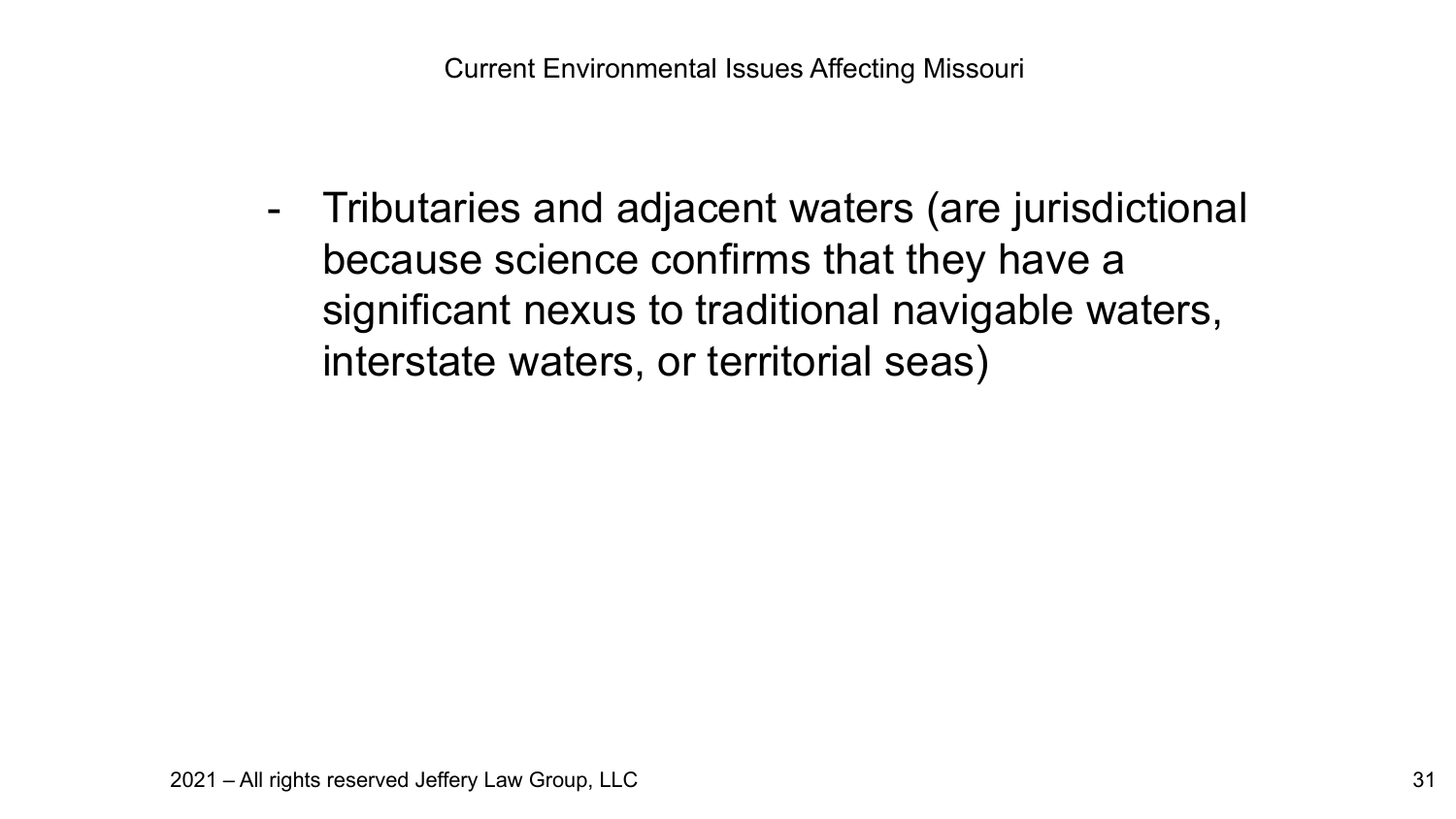- Tributaries and adjacent waters (are jurisdictional because science confirms that they have a significant nexus to traditional navigable waters, interstate waters, or territorial seas)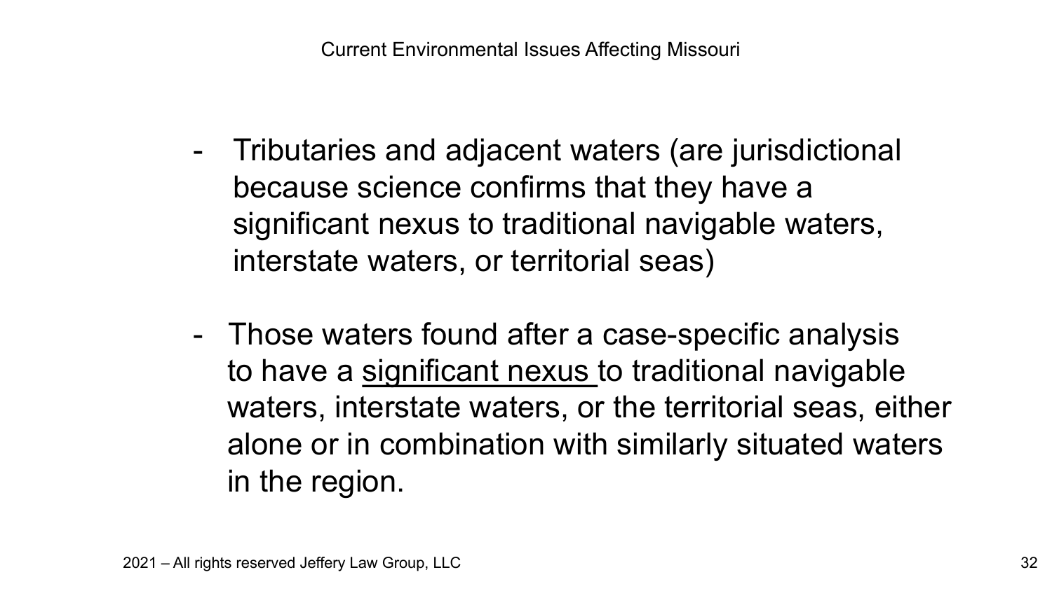- Tributaries and adjacent waters (are jurisdictional because science confirms that they have a significant nexus to traditional navigable waters, interstate waters, or territorial seas)

- Those waters found after a case-specific analysis to have a <u>significant nexus</u> to traditional navigable waters, interstate waters, or the territorial seas, either alone or in combination with similarly situated waters in the region.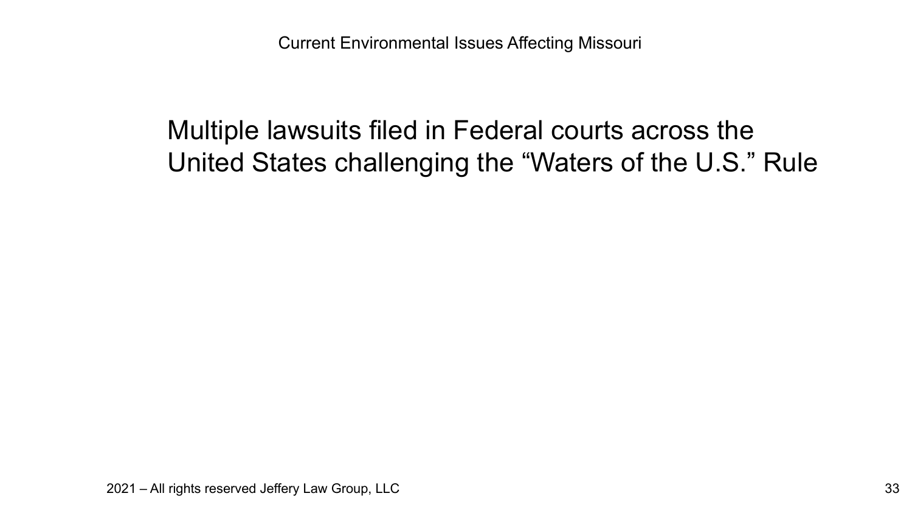Multiple lawsuits filed in Federal courts across the United States challenging the “Waters of the U.S.” Rule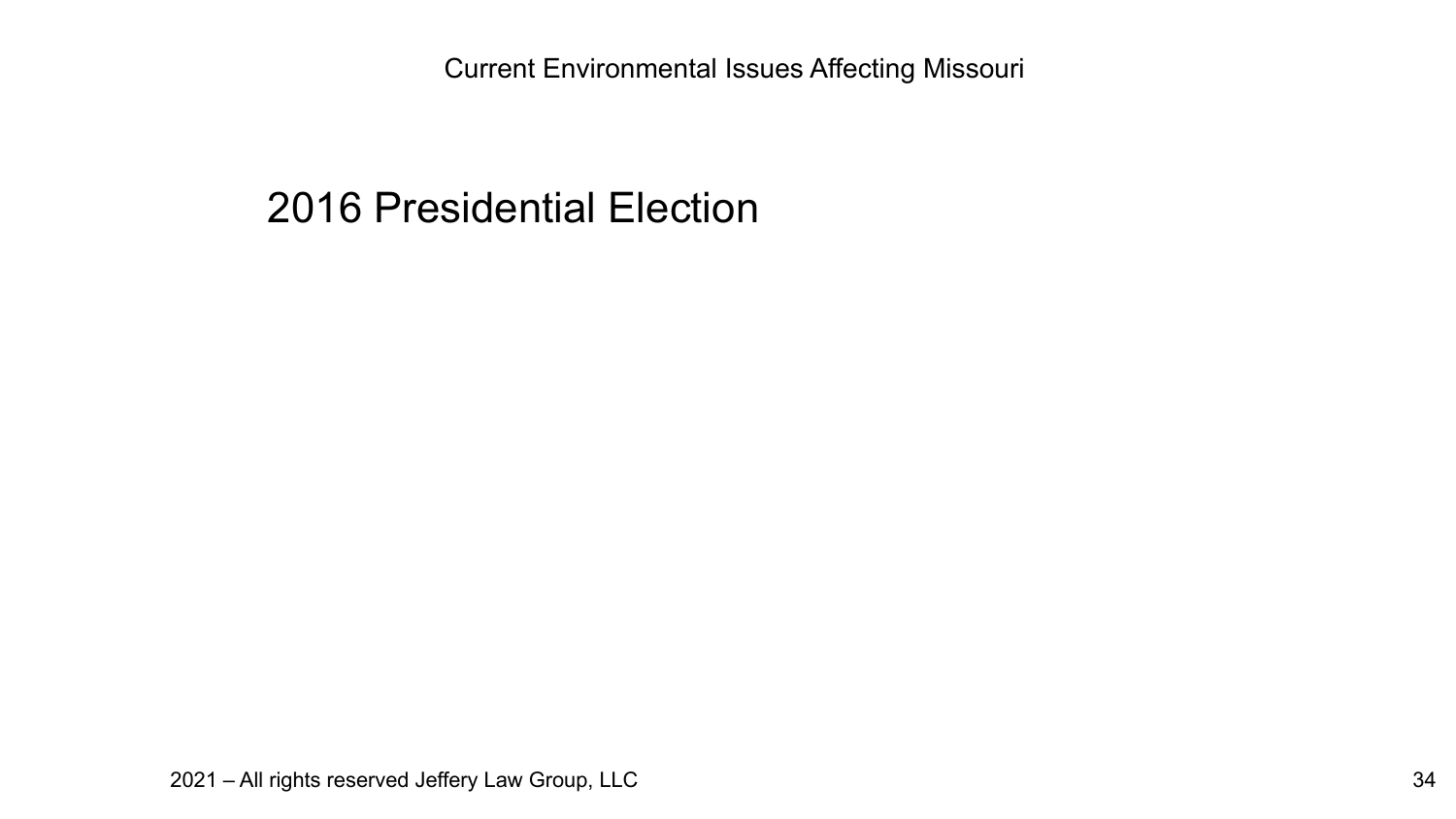# 2016 Presidential Election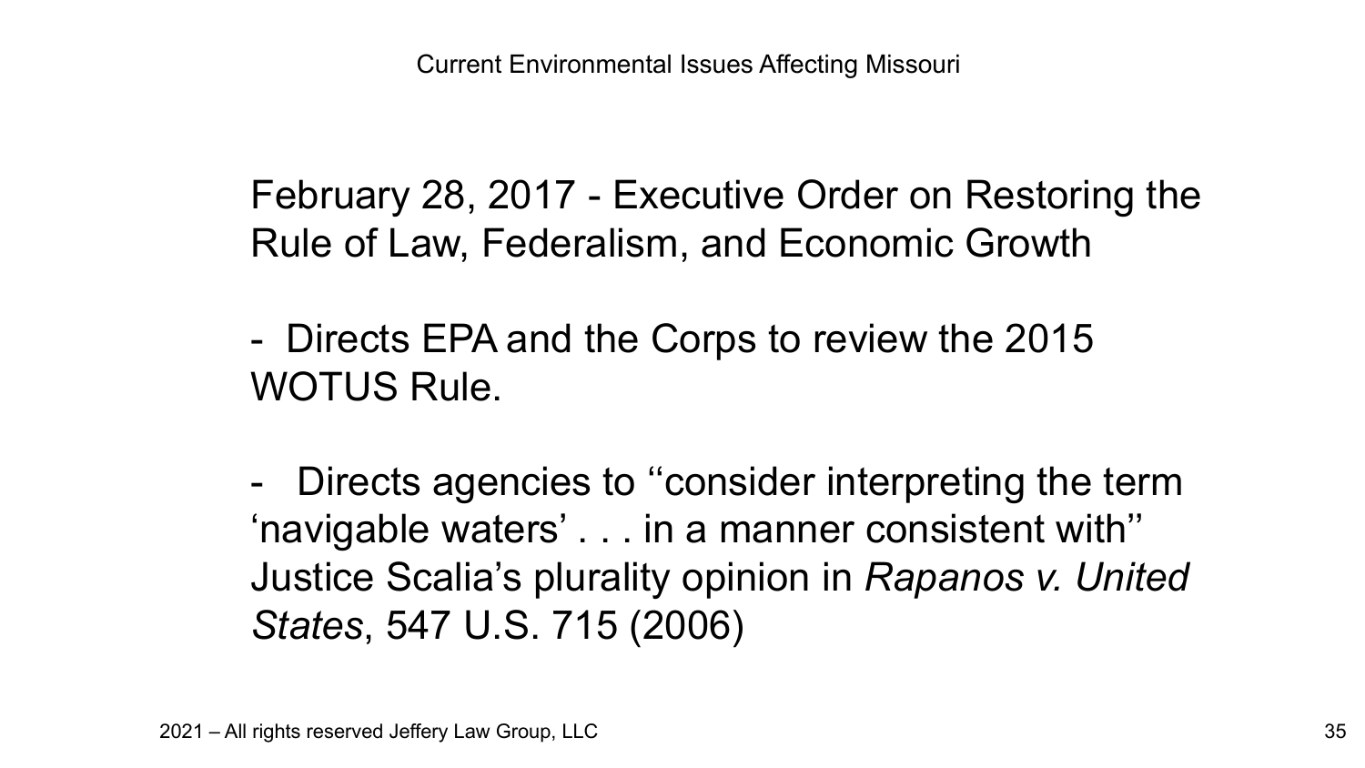February 28, 2017 - Executive Order on Restoring the Rule of Law, Federalism, and Economic Growth

- Directs EPA and the Corps to review the 2015 WOTUS Rule.

- Directs agencies to ‘‘consider interpreting the term ‘navigable waters’ . . . in a manner consistent with’’ Justice Scalia’s plurality opinion in *Rapanos v. United States*, 547 U.S. 715 (2006)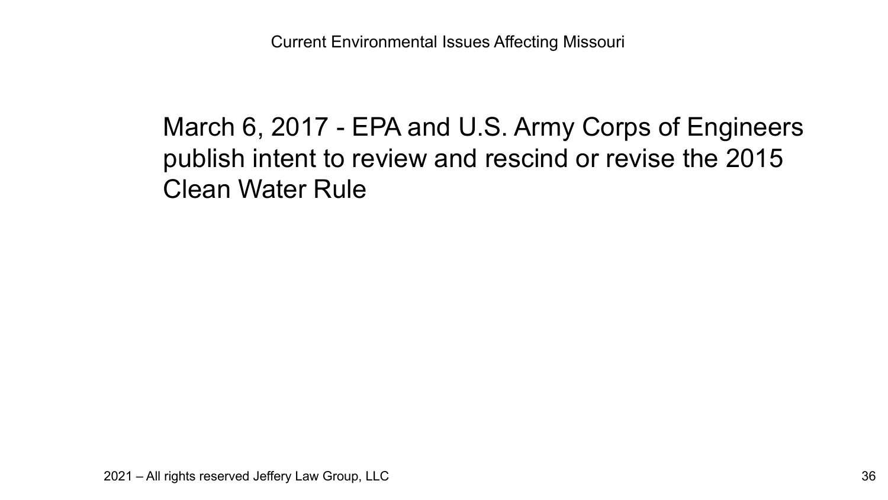March 6, 2017 - EPA and U.S. Army Corps of Engineers publish intent to review and rescind or revise the 2015 Clean Water Rule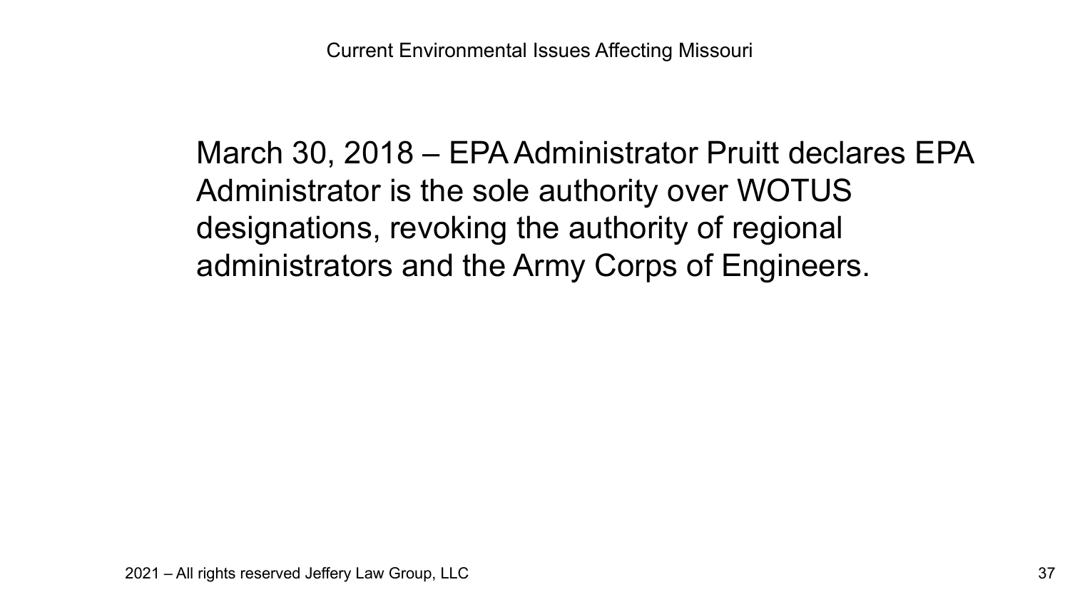March 30, 2018 – EPA Administrator Pruitt declares EPA Administrator is the sole authority over WOTUS designations, revoking the authority of regional administrators and the Army Corps of Engineers.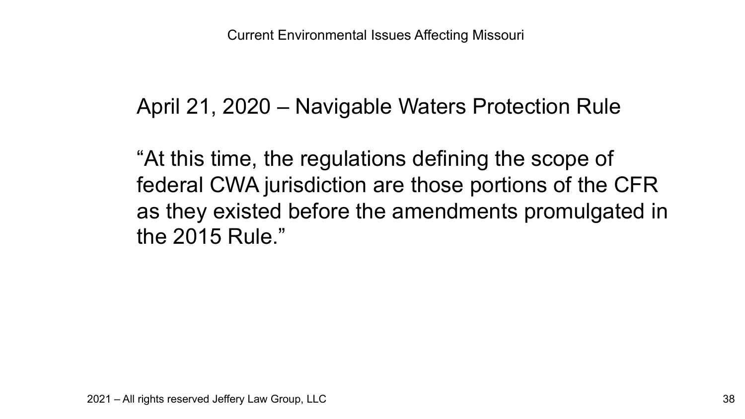## April 21, 2020 – Navigable Waters Protection Rule

"At this time, the regulations defining the scope of federal CWA jurisdiction are those portions of the CFR as they existed before the amendments promulgated in the 2015 Rule."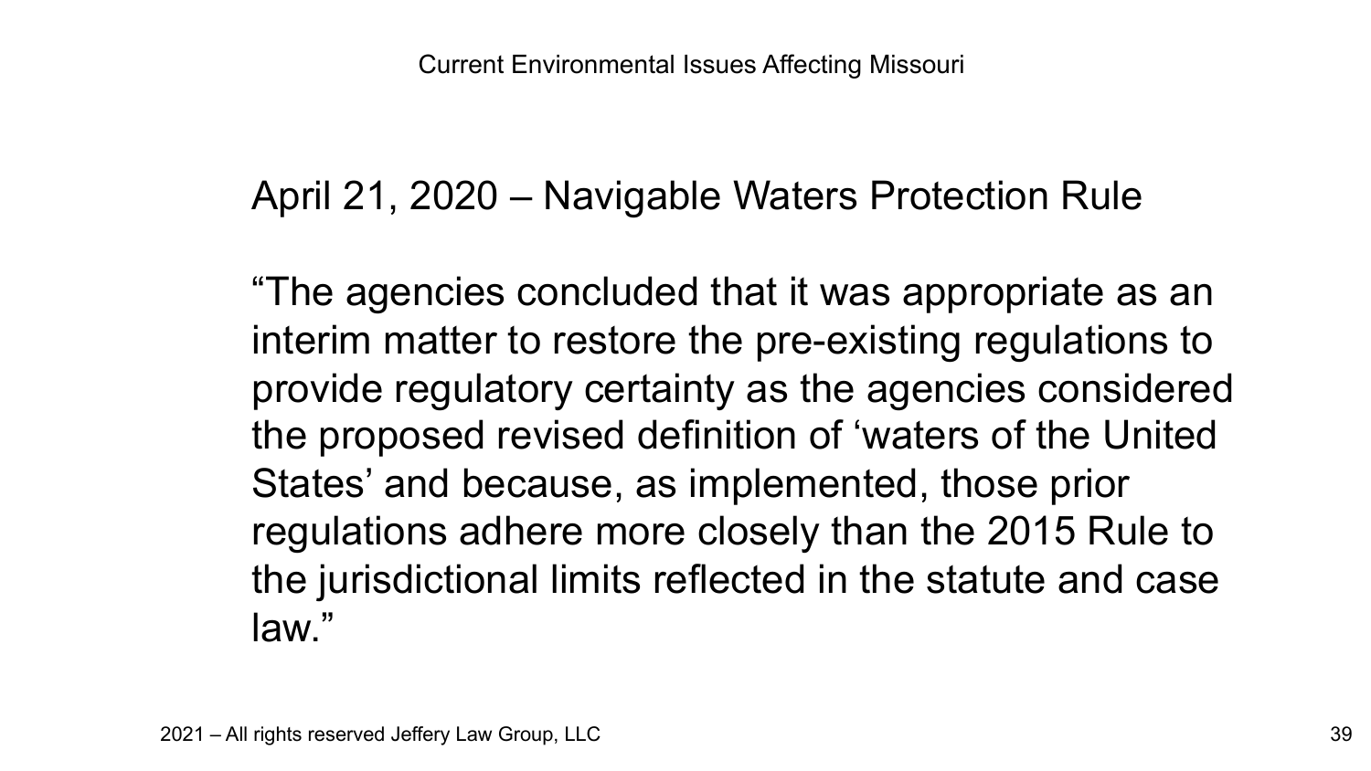## April 21, 2020 – Navigable Waters Protection Rule

"The agencies concluded that it was appropriate as an interim matter to restore the pre-existing regulations to provide regulatory certainty as the agencies considered the proposed revised definition of 'waters of the United States' and because, as implemented, those prior regulations adhere more closely than the 2015 Rule to the jurisdictional limits reflected in the statute and case law."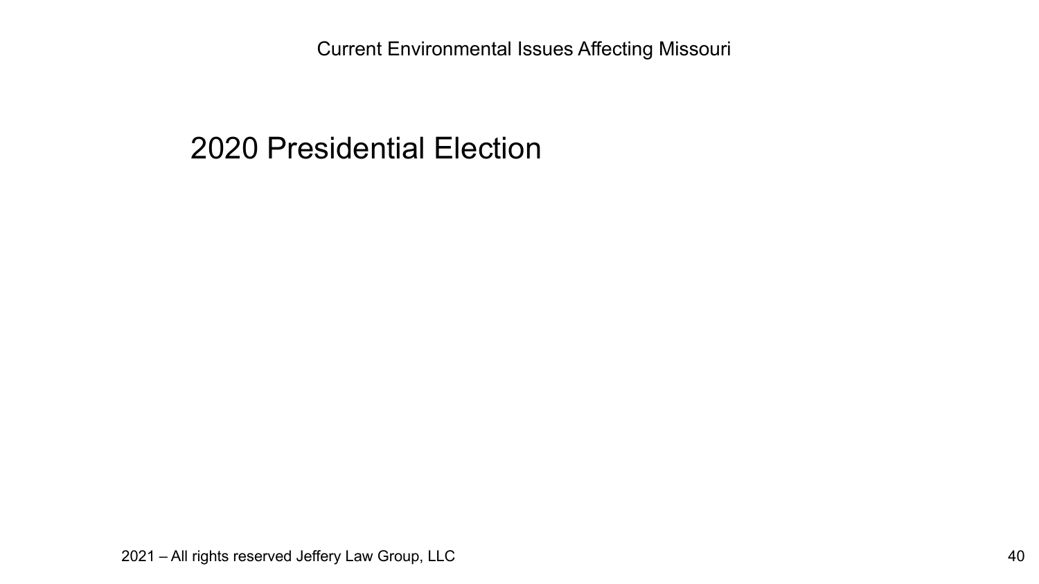# 2020 Presidential Election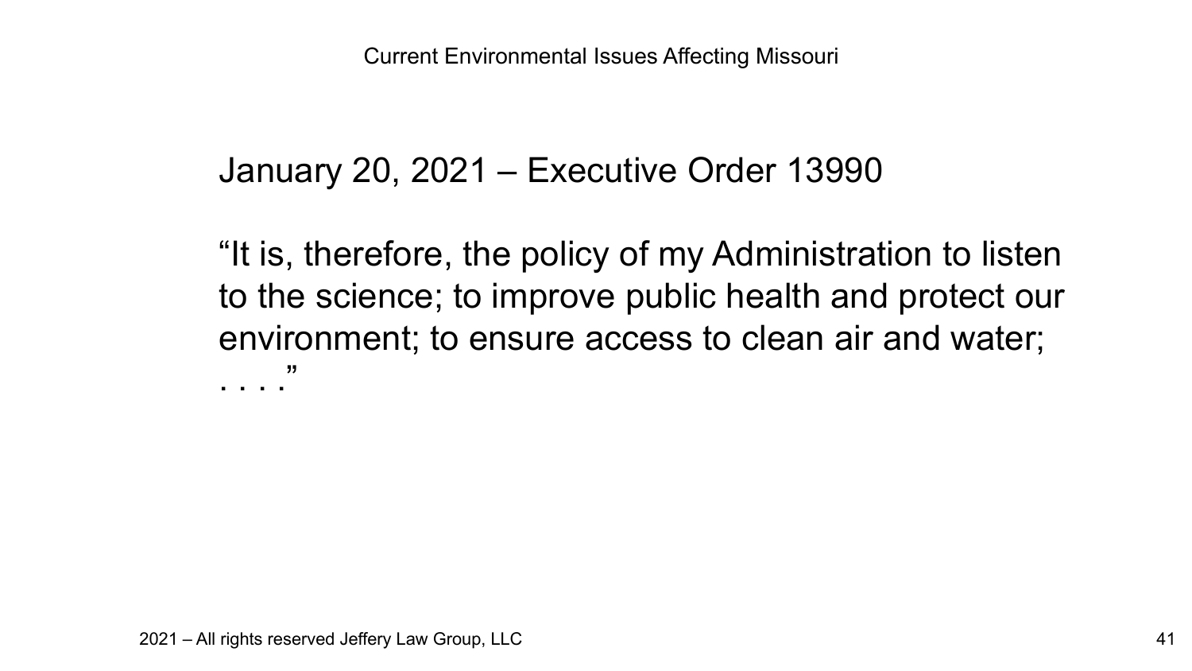## January 20, 2021 – Executive Order 13990

"It is, therefore, the policy of my Administration to listen to the science; to improve public health and protect our environment; to ensure access to clean air and water; . . . ."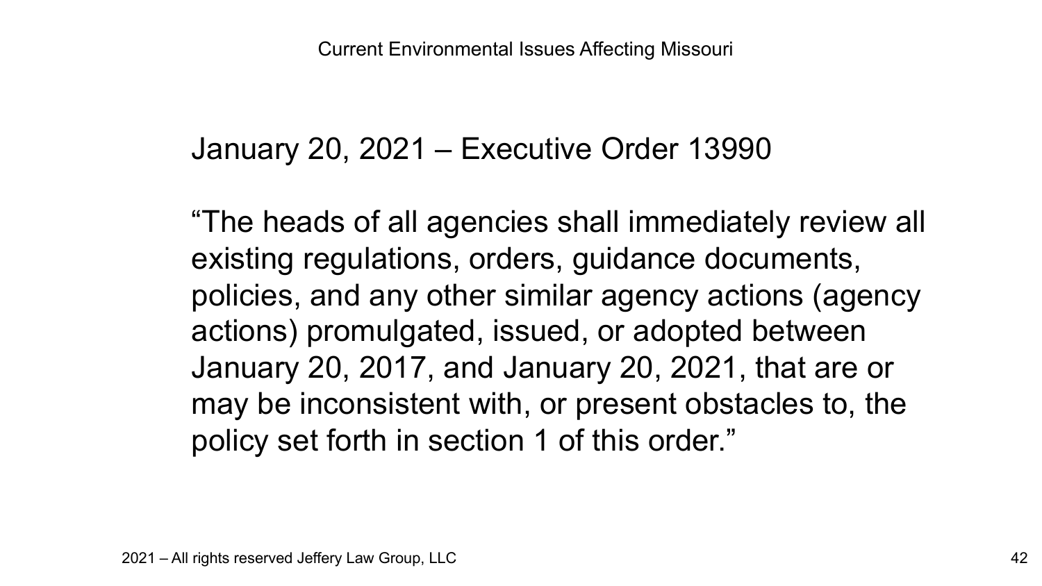## January 20, 2021 – Executive Order 13990

"The heads of all agencies shall immediately review all existing regulations, orders, guidance documents, policies, and any other similar agency actions (agency actions) promulgated, issued, or adopted between January 20, 2017, and January 20, 2021, that are or may be inconsistent with, or present obstacles to, the policy set forth in section 1 of this order."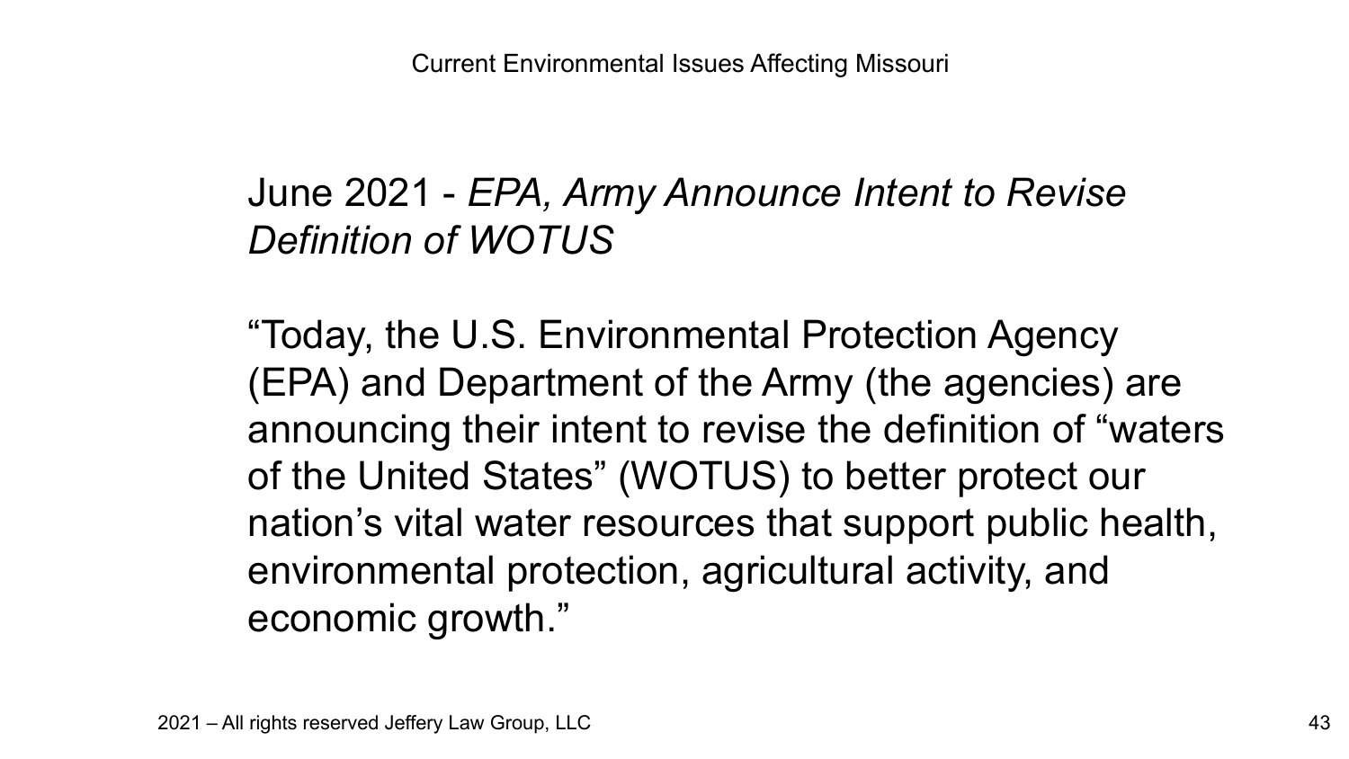## June 2021 - *EPA, Army Announce Intent to Revise Definition of WOTUS*

"Today, the U.S. Environmental Protection Agency (EPA) and Department of the Army (the agencies) are announcing their intent to revise the definition of "waters of the United States" (WOTUS) to better protect our nation's vital water resources that support public health, environmental protection, agricultural activity, and economic growth."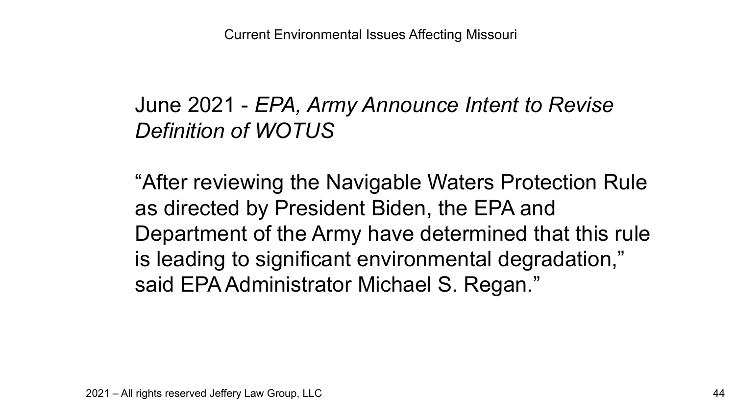June 2021 - *EPA, Army Announce Intent to Revise Definition of WOTUS*

"After reviewing the Navigable Waters Protection Rule as directed by President Biden, the EPA and Department of the Army have determined that this rule is leading to significant environmental degradation," said EPA Administrator Michael S. Regan."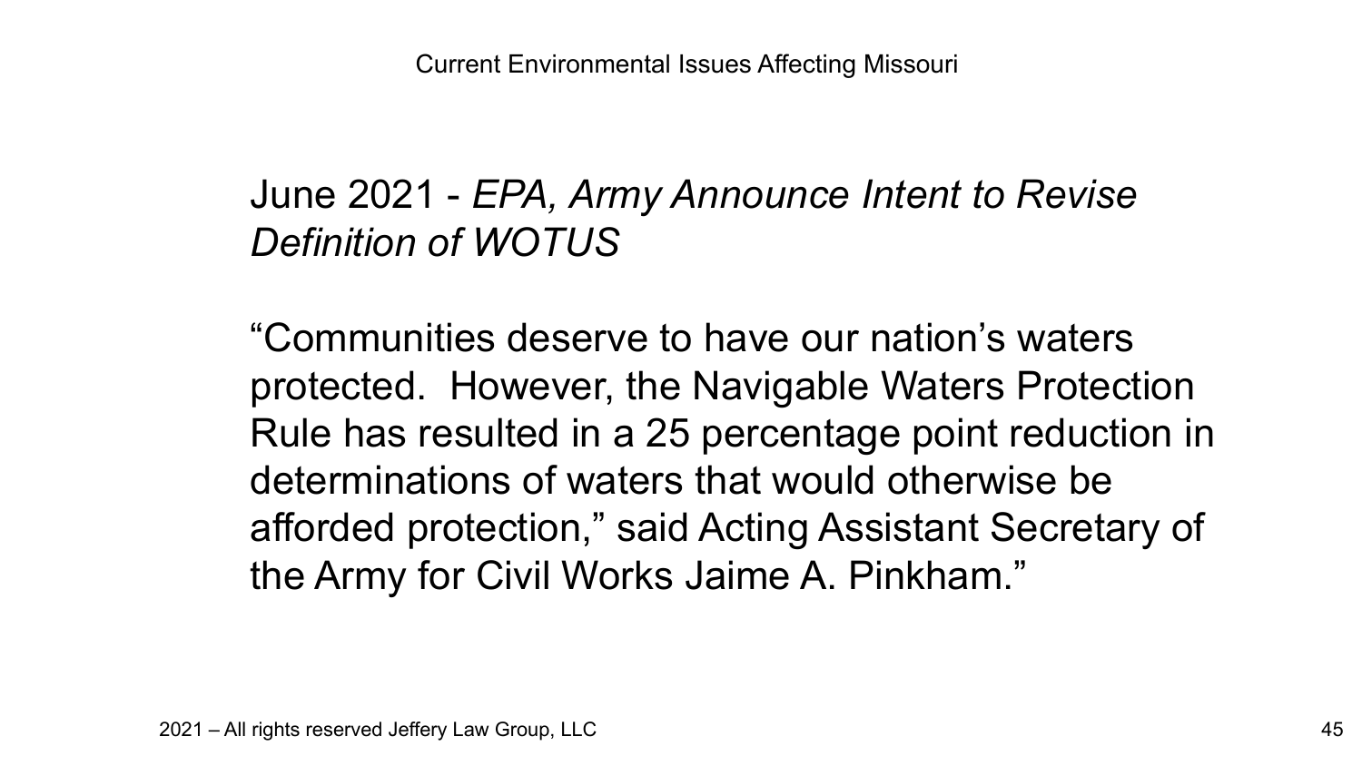June 2021 - *EPA, Army Announce Intent to Revise Definition of WOTUS*

"Communities deserve to have our nation's waters protected. However, the Navigable Waters Protection Rule has resulted in a 25 percentage point reduction in determinations of waters that would otherwise be afforded protection," said Acting Assistant Secretary of the Army for Civil Works Jaime A. Pinkham."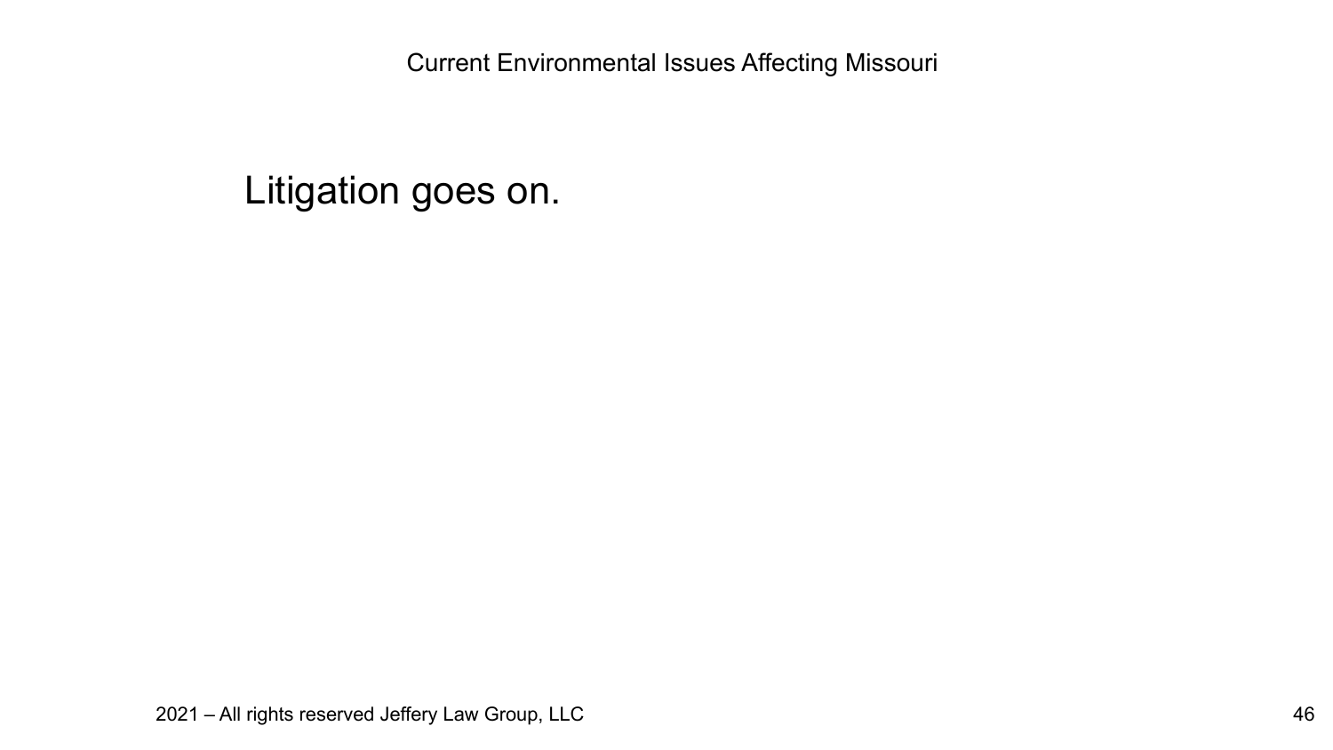Litigation goes on.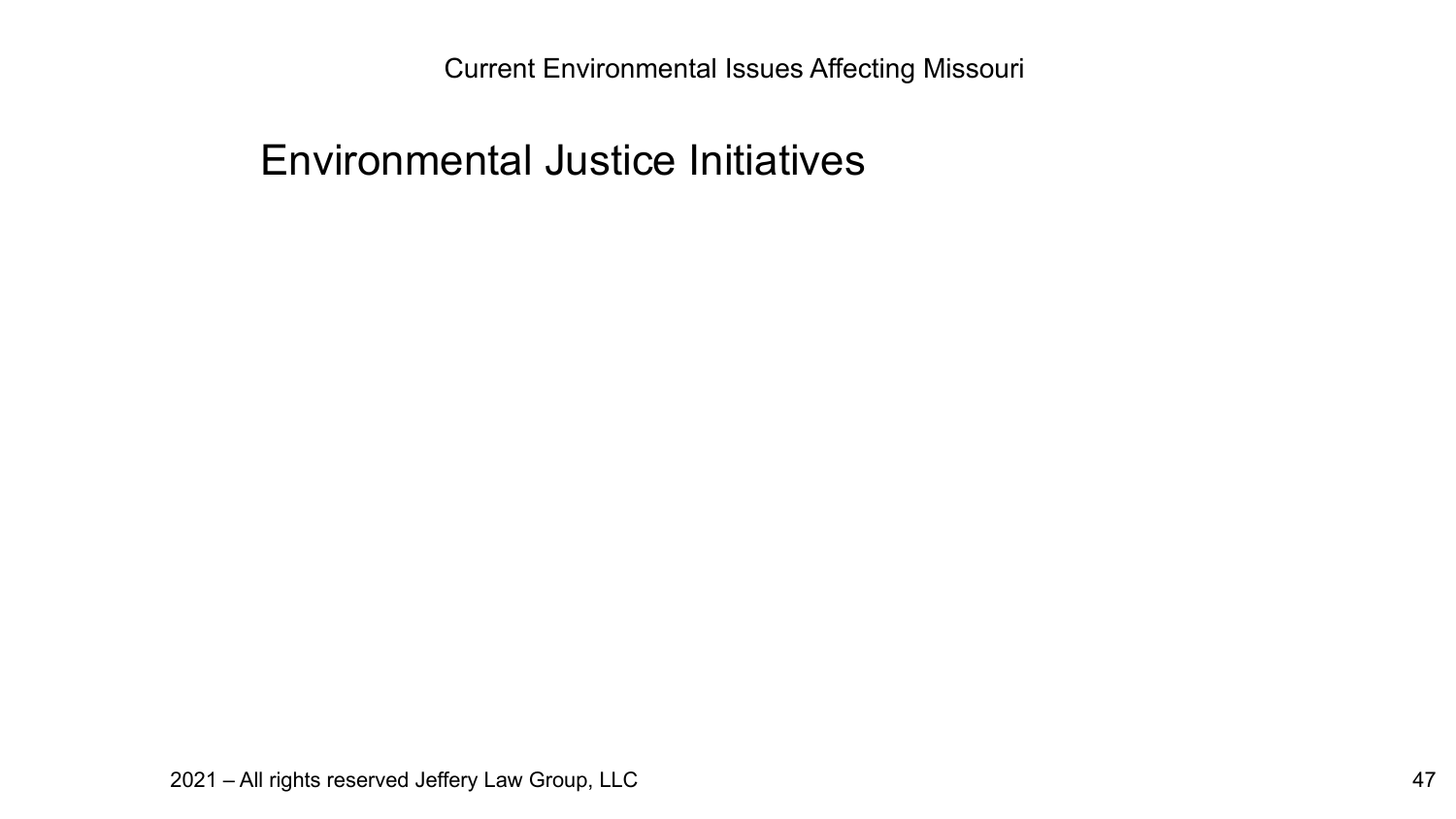# Environmental Justice Initiatives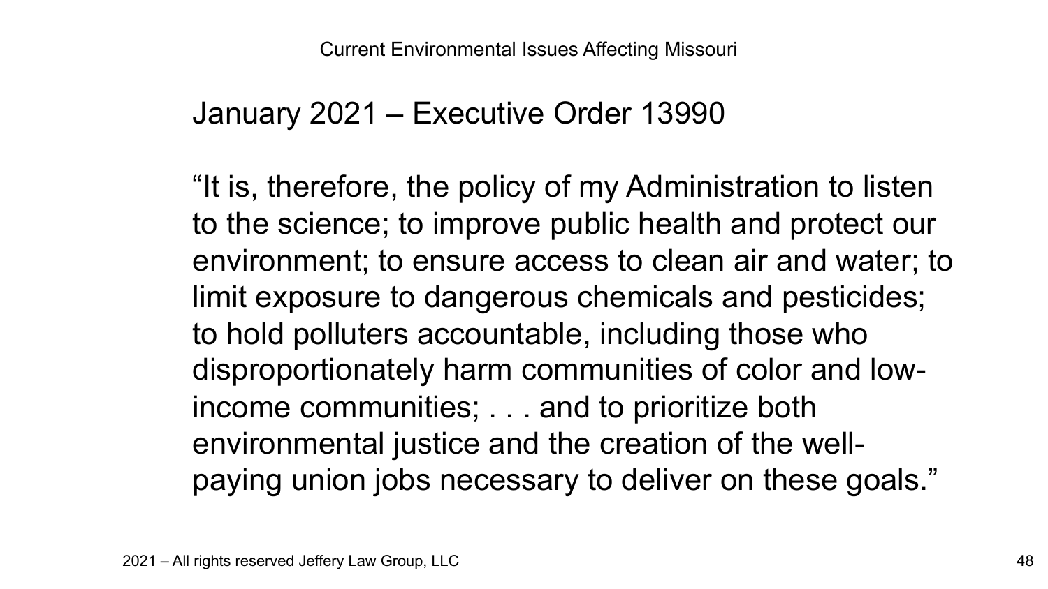## January 2021 – Executive Order 13990

"It is, therefore, the policy of my Administration to listen to the science; to improve public health and protect our environment; to ensure access to clean air and water; to limit exposure to dangerous chemicals and pesticides; to hold polluters accountable, including those who disproportionately harm communities of color and low-income communities; . . . and to prioritize both environmental justice and the creation of the well-paying union jobs necessary to deliver on these goals."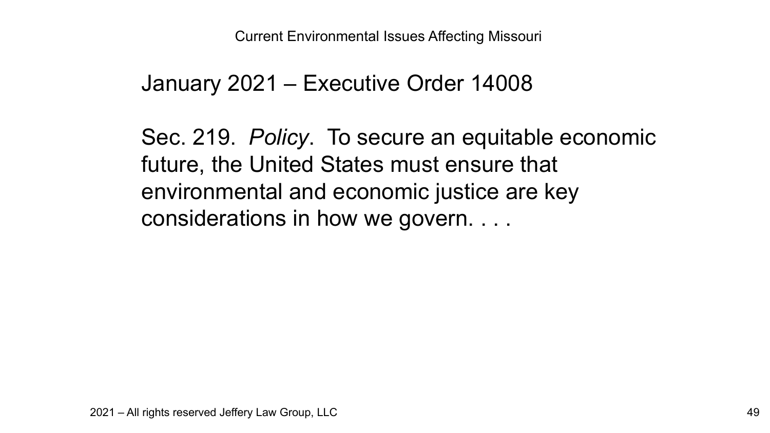## January 2021 – Executive Order 14008

Sec. 219. *Policy*. To secure an equitable economic future, the United States must ensure that environmental and economic justice are key considerations in how we govern. . . .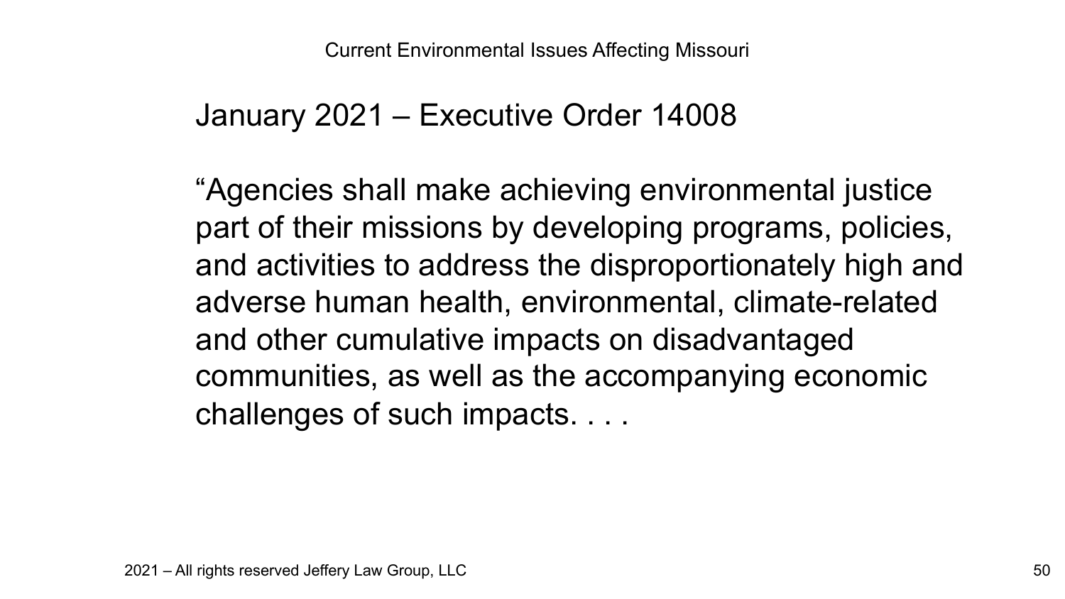## January 2021 – Executive Order 14008

"Agencies shall make achieving environmental justice part of their missions by developing programs, policies, and activities to address the disproportionately high and adverse human health, environmental, climate-related and other cumulative impacts on disadvantaged communities, as well as the accompanying economic challenges of such impacts. . . .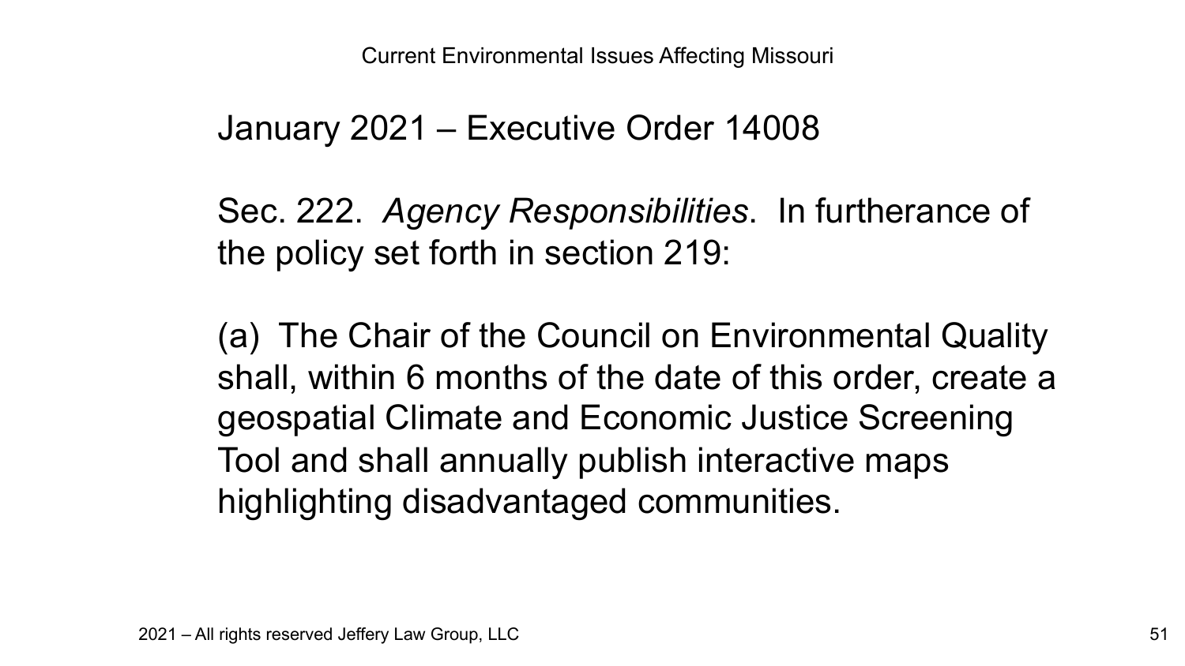## January 2021 – Executive Order 14008

Sec. 222. *Agency Responsibilities*. In furtherance of the policy set forth in section 219:

(a) The Chair of the Council on Environmental Quality shall, within 6 months of the date of this order, create a geospatial Climate and Economic Justice Screening Tool and shall annually publish interactive maps highlighting disadvantaged communities.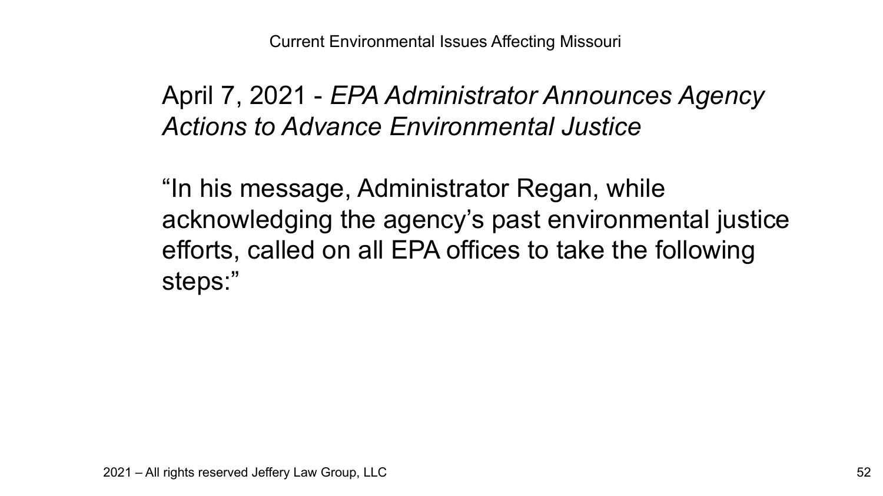April 7, 2021 - *EPA Administrator Announces Agency Actions to Advance Environmental Justice*

"In his message, Administrator Regan, while acknowledging the agency's past environmental justice efforts, called on all EPA offices to take the following steps:"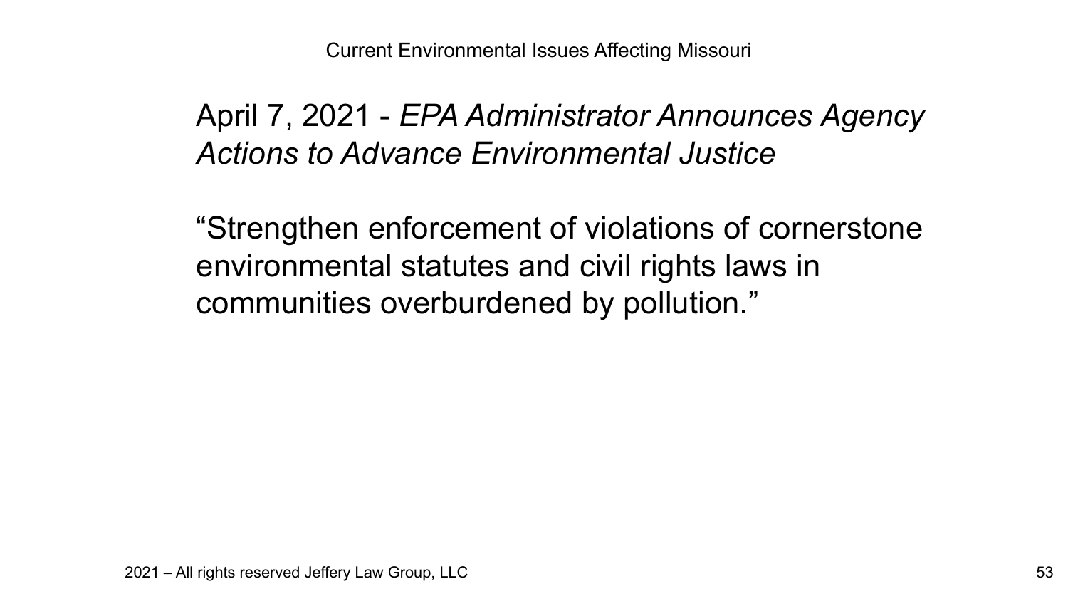April 7, 2021 - *EPA Administrator Announces Agency Actions to Advance Environmental Justice*

"Strengthen enforcement of violations of cornerstone environmental statutes and civil rights laws in communities overburdened by pollution."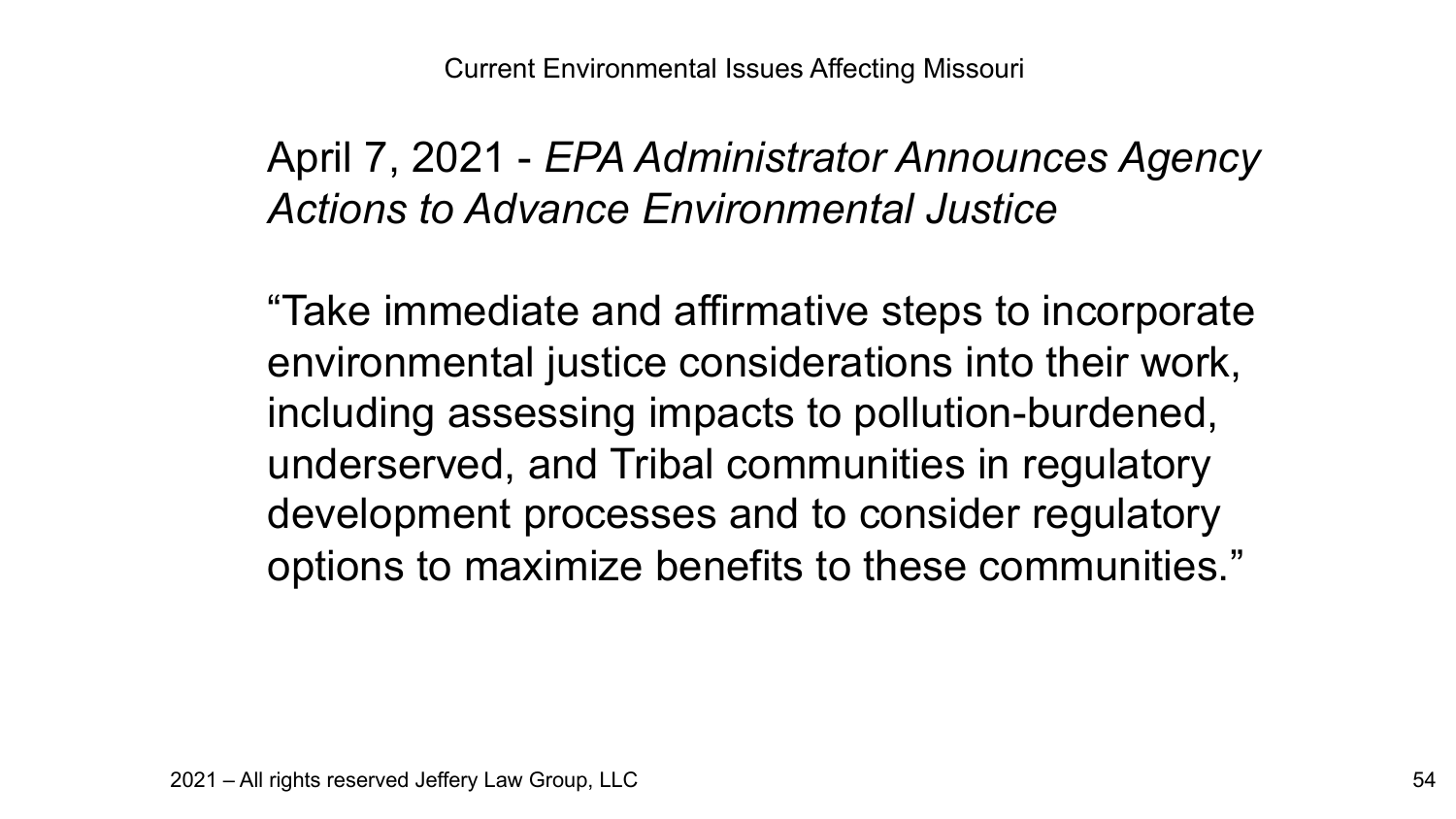April 7, 2021 - *EPA Administrator Announces Agency Actions to Advance Environmental Justice*

"Take immediate and affirmative steps to incorporate environmental justice considerations into their work, including assessing impacts to pollution-burdened, underserved, and Tribal communities in regulatory development processes and to consider regulatory options to maximize benefits to these communities."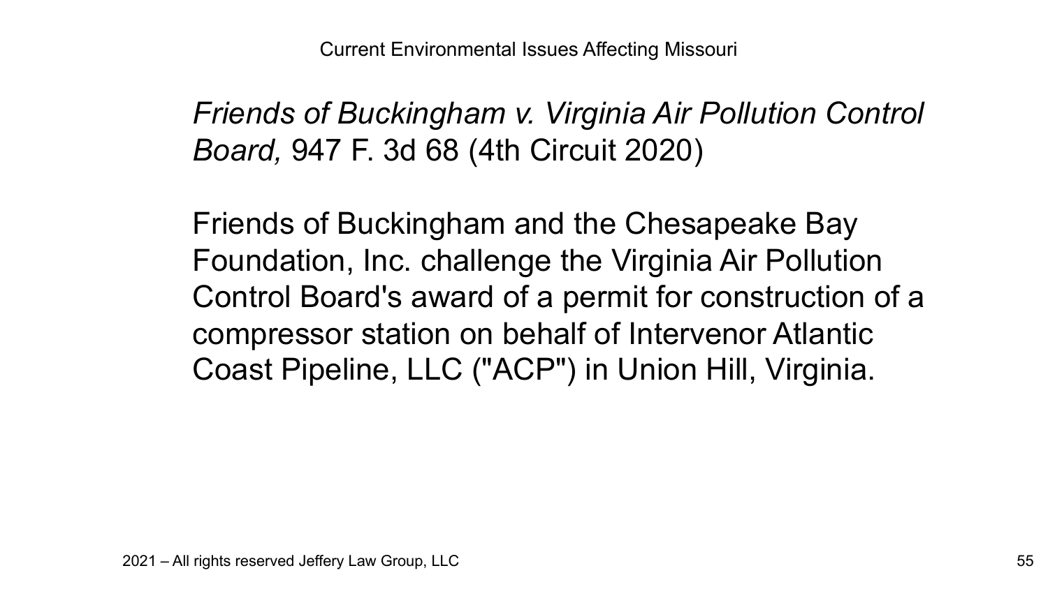## *Friends of Buckingham v. Virginia Air Pollution Control Board,* 947 F. 3d 68 (4th Circuit 2020)

Friends of Buckingham and the Chesapeake Bay Foundation, Inc. challenge the Virginia Air Pollution Control Board's award of a permit for construction of a compressor station on behalf of Intervenor Atlantic Coast Pipeline, LLC ("ACP") in Union Hill, Virginia.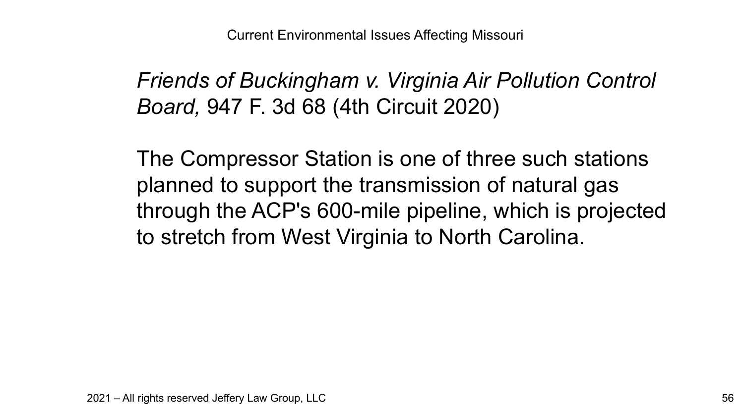*Friends of Buckingham v. Virginia Air Pollution Control Board,* 947 F. 3d 68 (4th Circuit 2020)

The Compressor Station is one of three such stations planned to support the transmission of natural gas through the ACP's 600-mile pipeline, which is projected to stretch from West Virginia to North Carolina.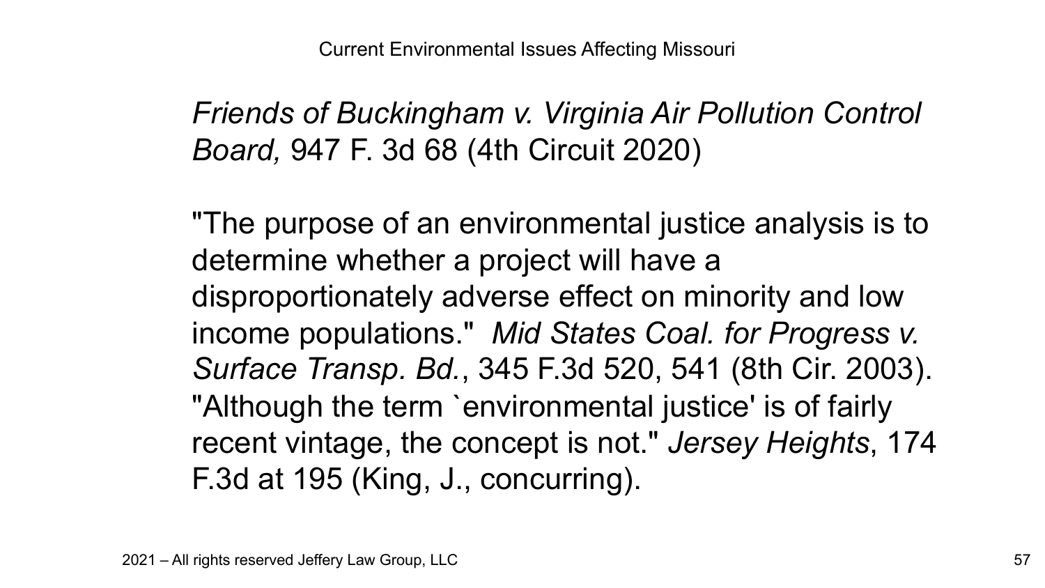*Friends of Buckingham v. Virginia Air Pollution Control Board,* 947 F. 3d 68 (4th Circuit 2020)

"The purpose of an environmental justice analysis is to determine whether a project will have a disproportionately adverse effect on minority and low income populations." *Mid States Coal. for Progress v. Surface Transp. Bd.*, 345 F.3d 520, 541 (8th Cir. 2003). "Although the term `environmental justice' is of fairly recent vintage, the concept is not." *Jersey Heights*, 174 F.3d at 195 (King, J., concurring).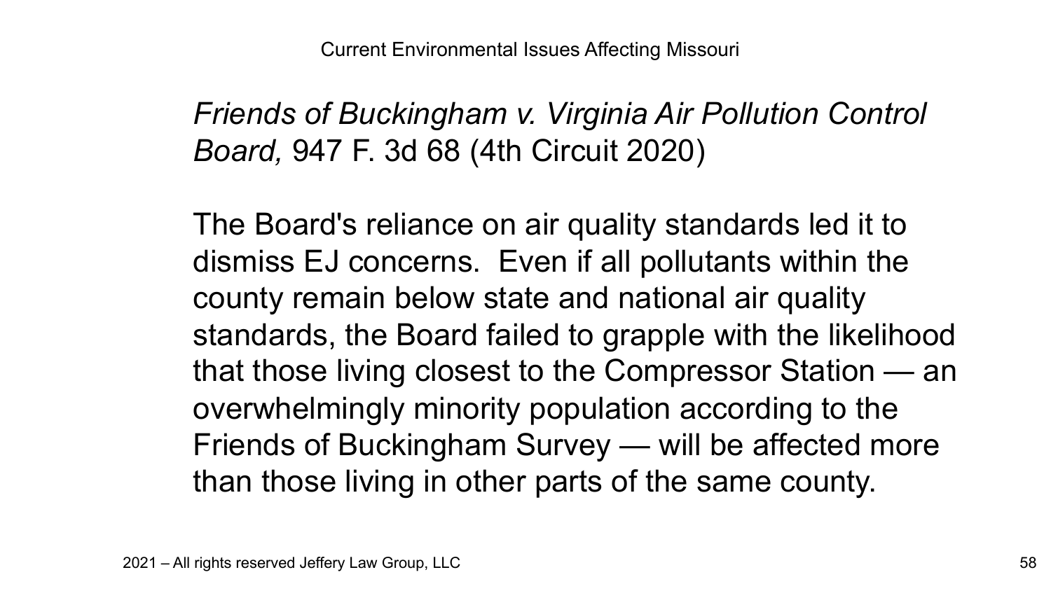*Friends of Buckingham v. Virginia Air Pollution Control Board,* 947 F. 3d 68 (4th Circuit 2020)

The Board's reliance on air quality standards led it to dismiss EJ concerns. Even if all pollutants within the county remain below state and national air quality standards, the Board failed to grapple with the likelihood that those living closest to the Compressor Station — an overwhelmingly minority population according to the Friends of Buckingham Survey — will be affected more than those living in other parts of the same county.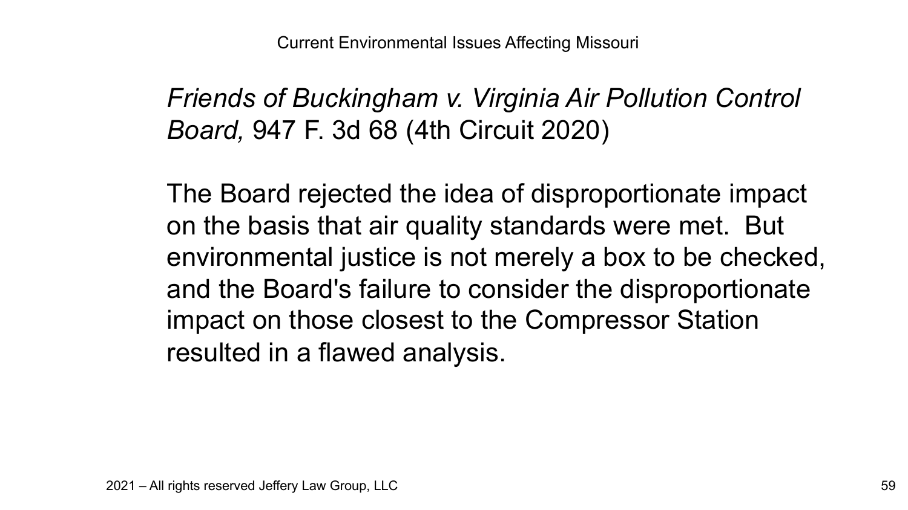*Friends of Buckingham v. Virginia Air Pollution Control Board,* 947 F. 3d 68 (4th Circuit 2020)

The Board rejected the idea of disproportionate impact on the basis that air quality standards were met. But environmental justice is not merely a box to be checked, and the Board's failure to consider the disproportionate impact on those closest to the Compressor Station resulted in a flawed analysis.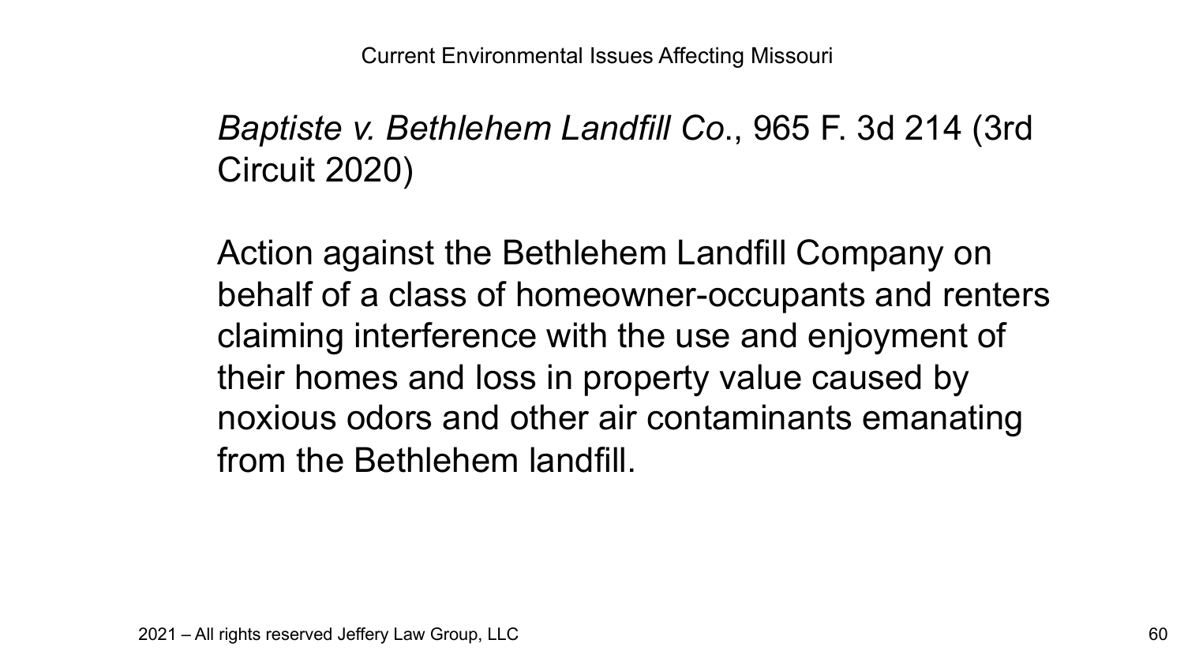## *Baptiste v. Bethlehem Landfill Co.*, 965 F. 3d 214 (3rd Circuit 2020)

Action against the Bethlehem Landfill Company on behalf of a class of homeowner-occupants and renters claiming interference with the use and enjoyment of their homes and loss in property value caused by noxious odors and other air contaminants emanating from the Bethlehem landfill.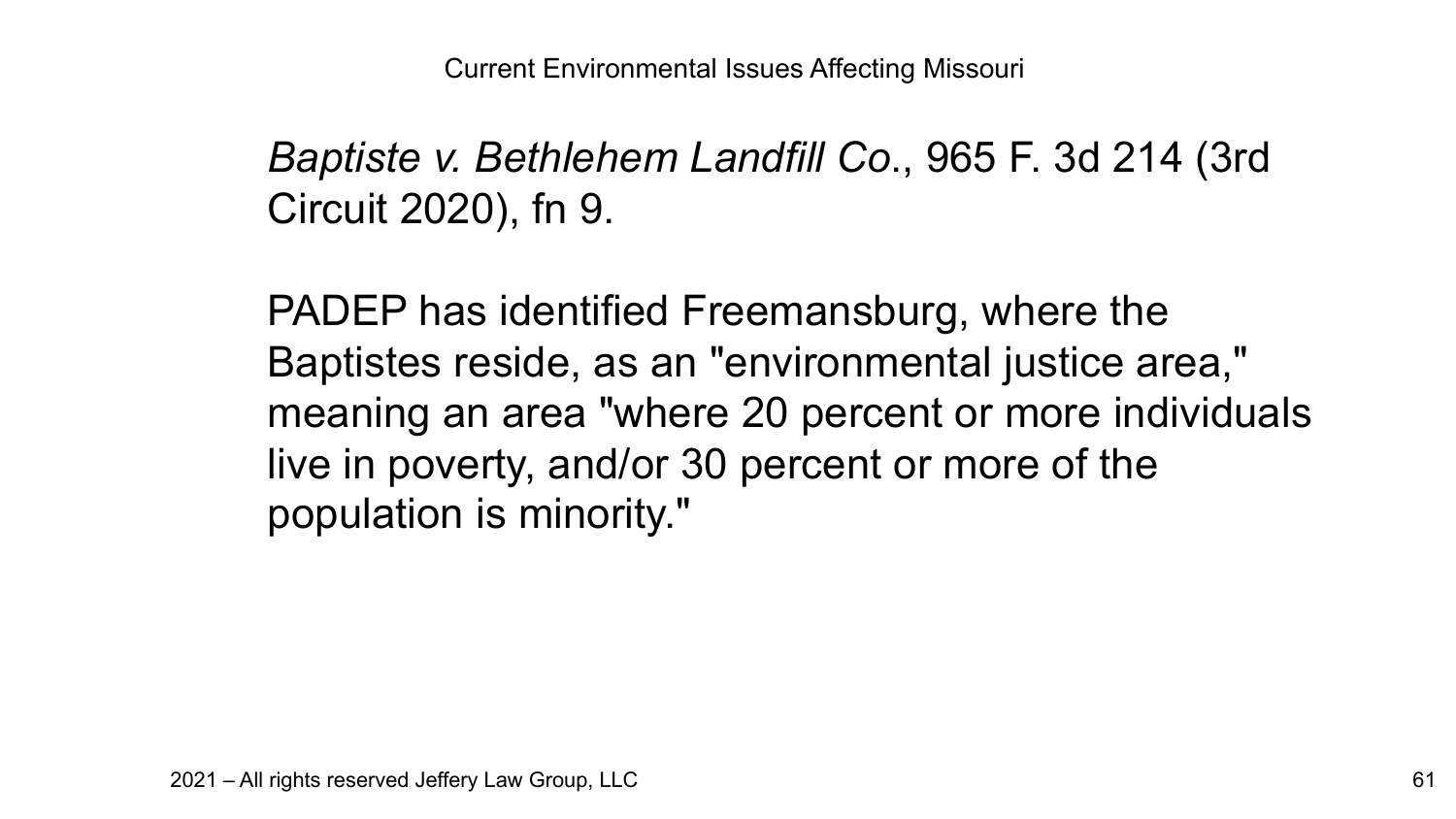*Baptiste v. Bethlehem Landfill Co.*, 965 F. 3d 214 (3rd Circuit 2020), fn 9.

PADEP has identified Freemansburg, where the Baptistes reside, as an "environmental justice area," meaning an area "where 20 percent or more individuals live in poverty, and/or 30 percent or more of the population is minority."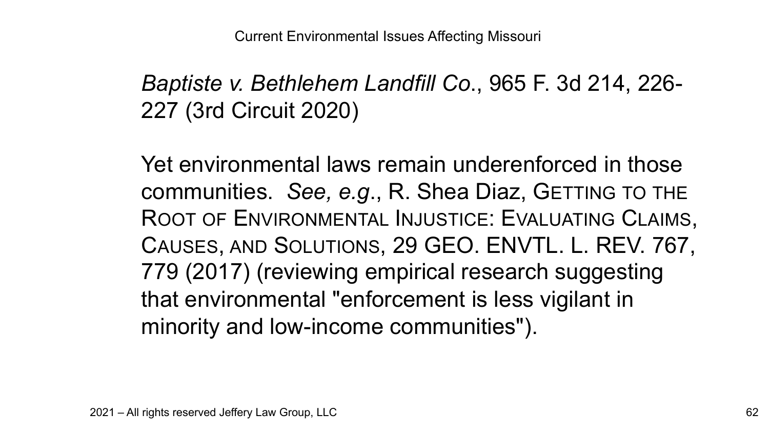*Baptiste v. Bethlehem Landfill Co*., 965 F. 3d 214, 226-227 (3rd Circuit 2020)

Yet environmental laws remain underenforced in those communities. *See, e.g*., R. Shea Diaz, GETTING TO THE ROOT OF ENVIRONMENTAL INJUSTICE: EVALUATING CLAIMS, CAUSES, AND SOLUTIONS, 29 GEO. ENVTL. L. REV. 767, 779 (2017) (reviewing empirical research suggesting that environmental "enforcement is less vigilant in minority and low-income communities").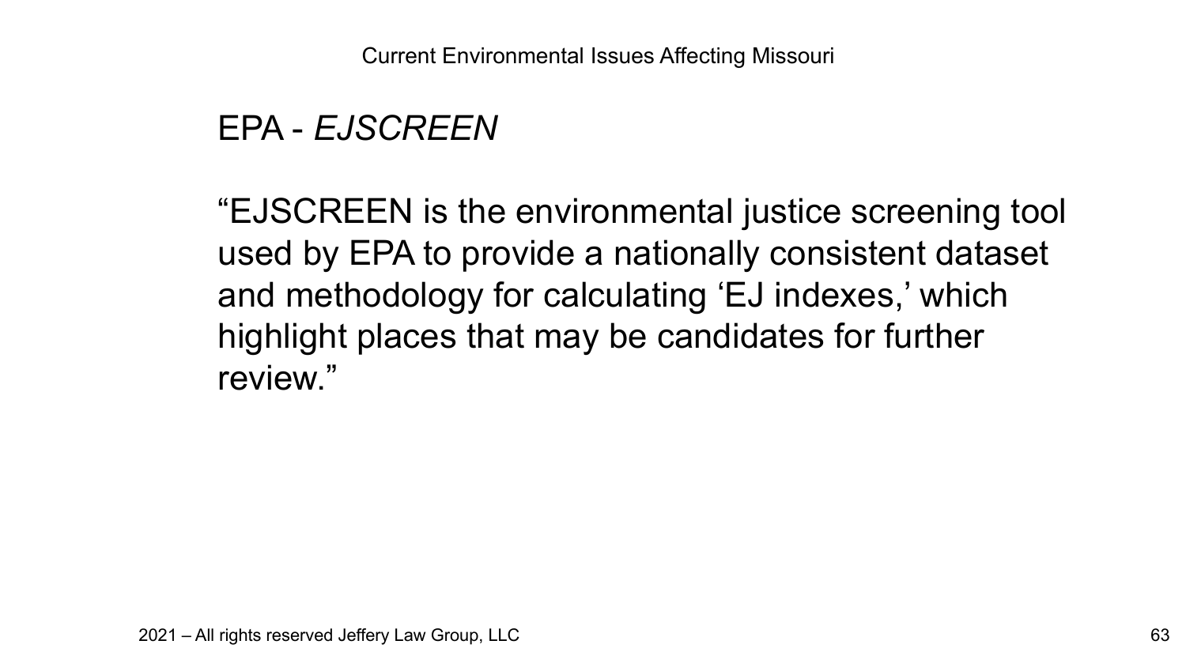## EPA - *EJSCREEN*

“EJSCREEN is the environmental justice screening tool used by EPA to provide a nationally consistent dataset and methodology for calculating ‘EJ indexes,’ which highlight places that may be candidates for further review.”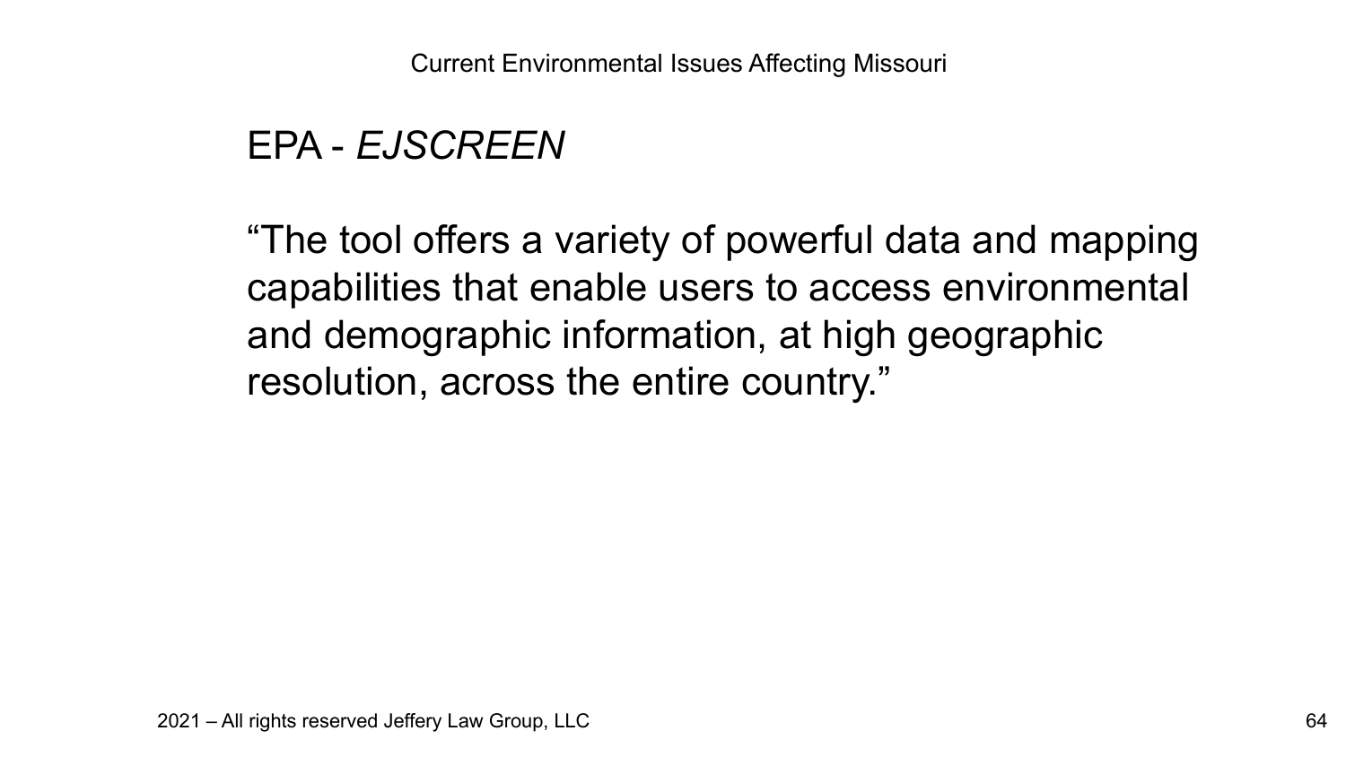## EPA - *EJSCREEN*

"The tool offers a variety of powerful data and mapping capabilities that enable users to access environmental and demographic information, at high geographic resolution, across the entire country."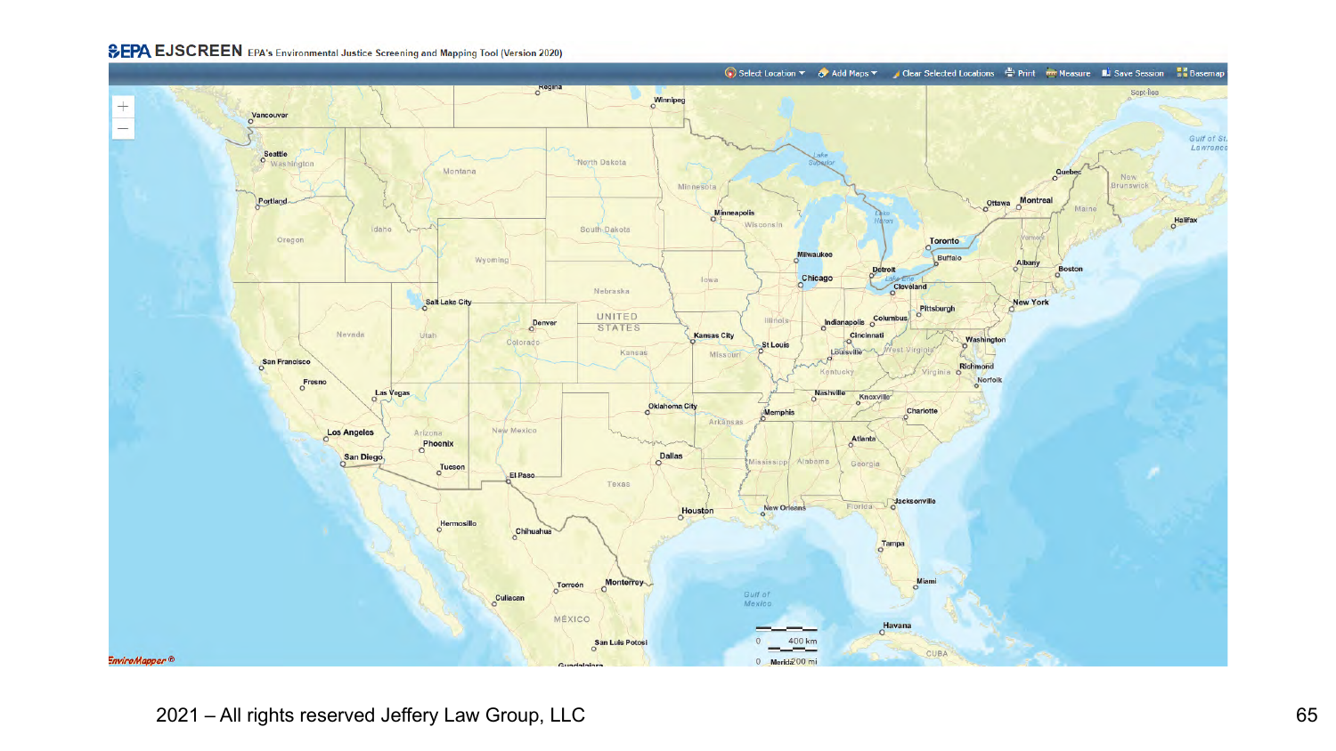**EPA EJSCREEN** EPA's Environmental Justice Screening and Mapping Tool (Version 2020)

Select Location | Add Maps | Clear Selected Locations | Print | Measure | Save Session | Basemap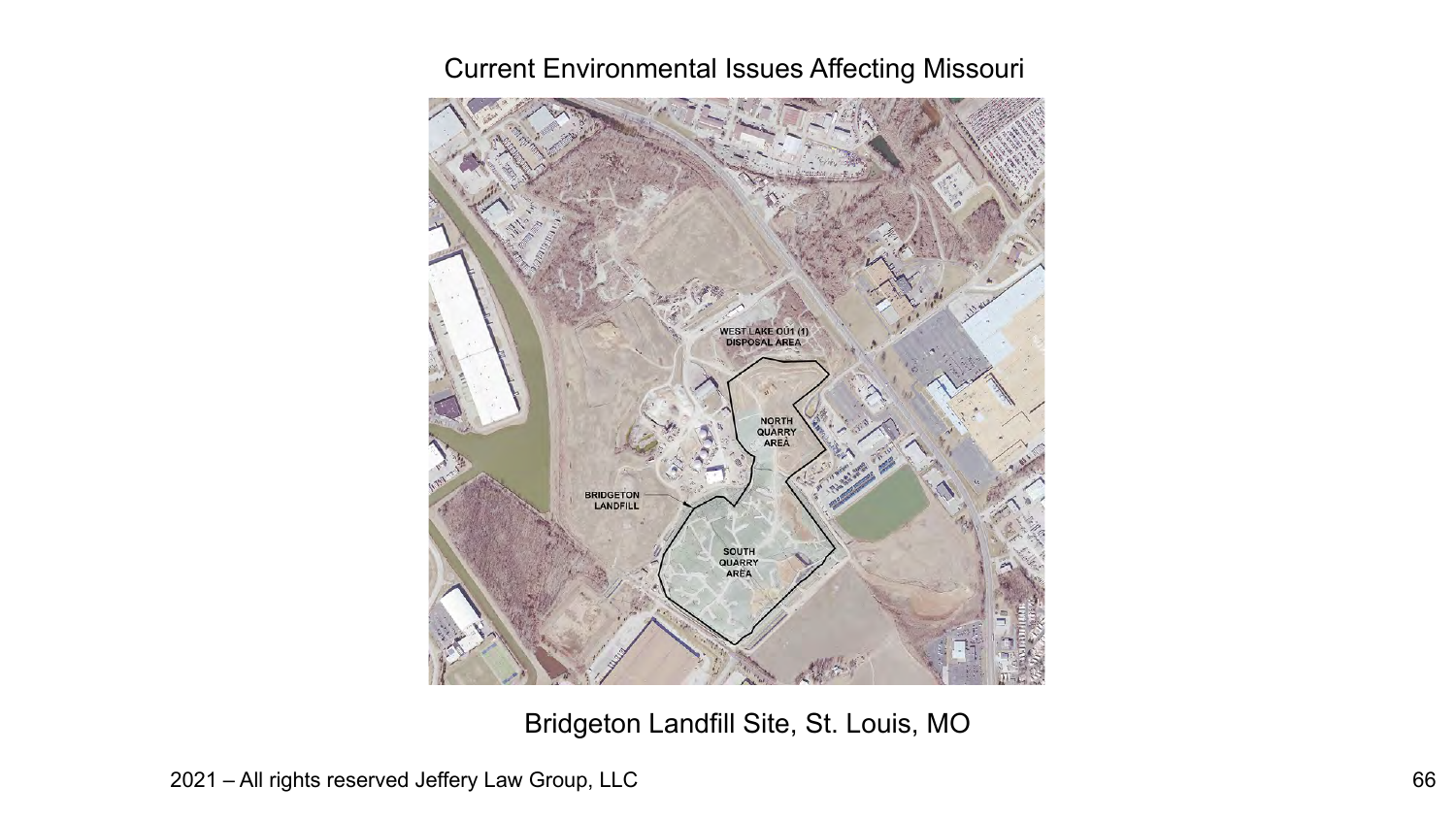# Current Environmental Issues Affecting Missouri

Bridgeton Landfill Site, St. Louis, MO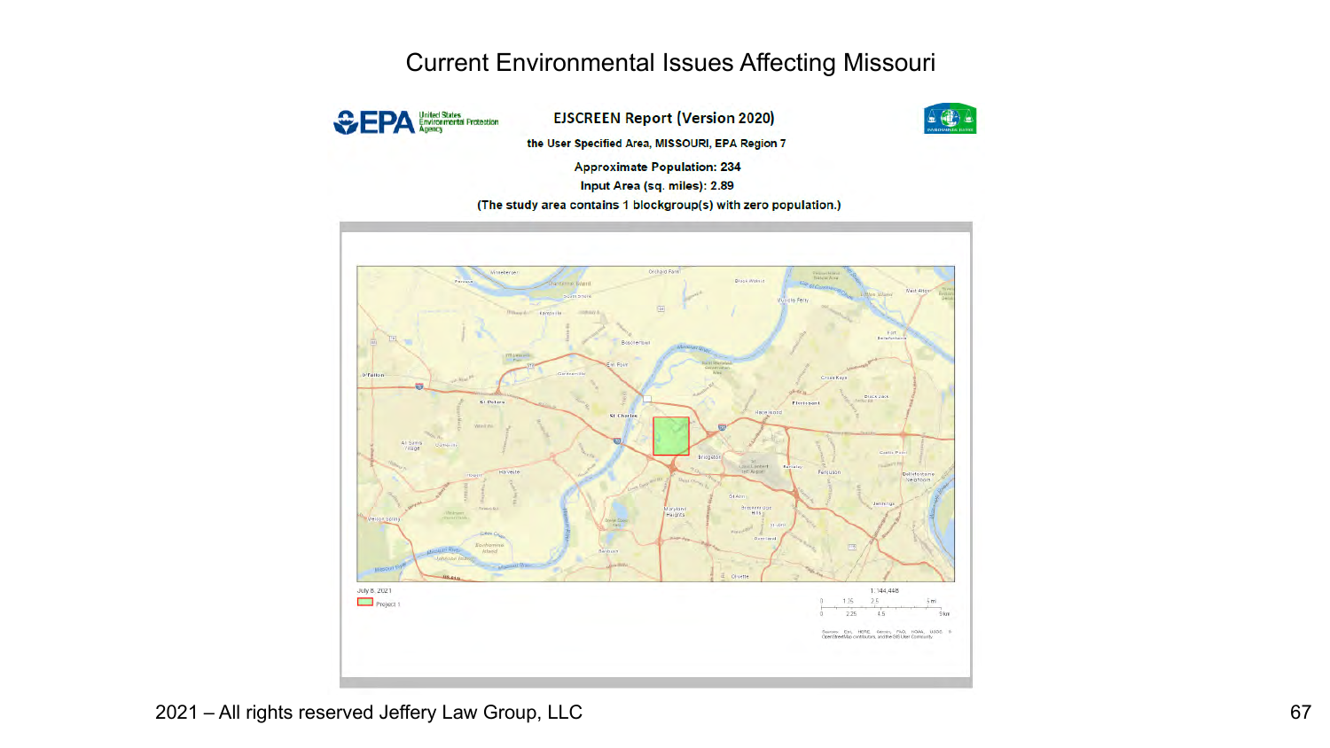# Current Environmental Issues Affecting Missouri

**EJSCREEN Report (Version 2020)**

**the User Specified Area, MISSOURI, EPA Region 7**

**Approximate Population: 234**

**Input Area (sq. miles): 2.89**

**(The study area contains 1 blockgroup(s) with zero population.)**

July 8, 2021

Project 1

1:144,448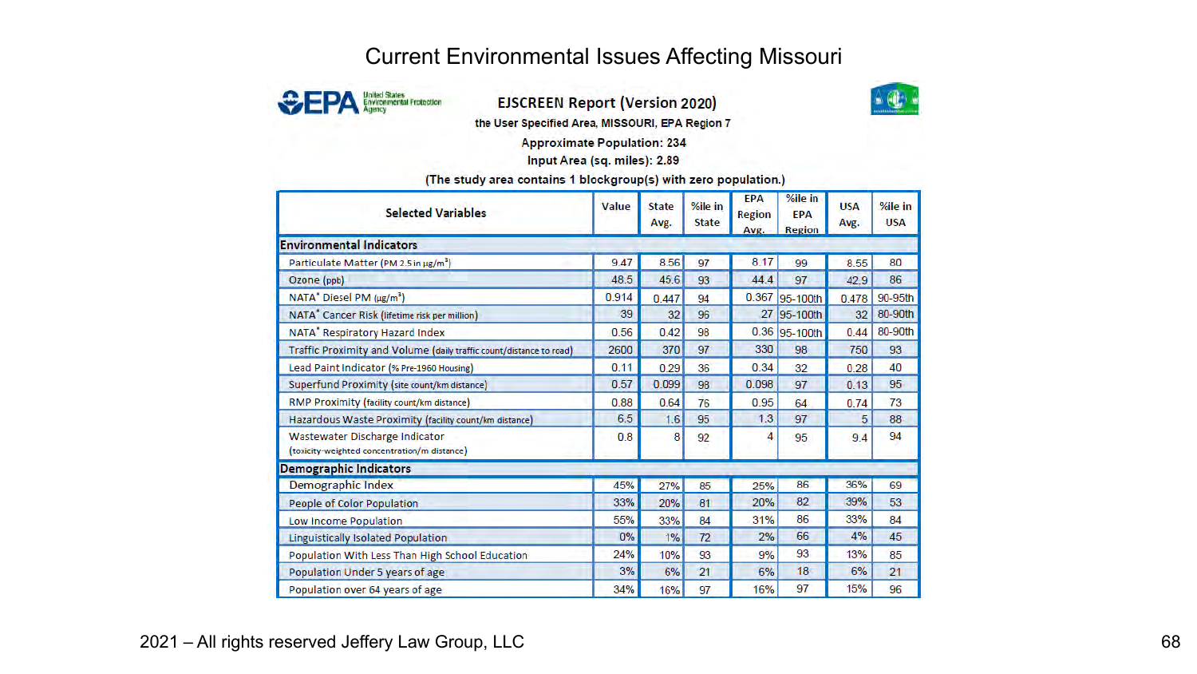# Current Environmental Issues Affecting Missouri

**EJSCREEN Report (Version 2020)**

the User Specified Area, MISSOURI, EPA Region 7

Approximate Population: 234

Input Area (sq. miles): 2.89

(The study area contains 1 blockgroup(s) with zero population.)

| Selected Variables | Value | State Avg. | %ile in State | EPA Region Avg. | %ile in EPA Region | USA Avg. | %ile in USA |
|---|---|---|---|---|---|---|---|
| **Environmental Indicators** | | | | | | | |
| Particulate Matter (PM 2.5 in $\mu g/m^3$) | 9.47 | 8.56 | 97 | 8.17 | 99 | 8.55 | 80 |
| Ozone (ppb) | 48.5 | 45.6 | 93 | 44.4 | 97 | 42.9 | 86 |
| NATA* Diesel PM ($\mu g/m^3$) | 0.914 | 0.447 | 94 | 0.367 | 95-100th | 0.478 | 90-95th |
| NATA* Cancer Risk (lifetime risk per million) | 39 | 32 | 96 | 27 | 95-100th | 32 | 80-90th |
| NATA* Respiratory Hazard Index | 0.56 | 0.42 | 98 | 0.36 | 95-100th | 0.44 | 80-90th |
| Traffic Proximity and Volume (daily traffic count/distance to road) | 2600 | 370 | 97 | 330 | 98 | 750 | 93 |
| Lead Paint Indicator (% Pre-1960 Housing) | 0.11 | 0.29 | 36 | 0.34 | 32 | 0.28 | 40 |
| Superfund Proximity (site count/km distance) | 0.57 | 0.099 | 98 | 0.098 | 97 | 0.13 | 95 |
| RMP Proximity (facility count/km distance) | 0.88 | 0.64 | 76 | 0.95 | 64 | 0.74 | 73 |
| Hazardous Waste Proximity (facility count/km distance) | 6.5 | 1.6 | 95 | 1.3 | 97 | 5 | 88 |
| Wastewater Discharge Indicator (toxicity-weighted concentration/m distance) | 0.8 | 8 | 92 | 4 | 95 | 9.4 | 94 |
| **Demographic Indicators** | | | | | | | |
| Demographic Index | 45% | 27% | 85 | 25% | 86 | 36% | 69 |
| People of Color Population | 33% | 20% | 81 | 20% | 82 | 39% | 53 |
| Low Income Population | 55% | 33% | 84 | 31% | 86 | 33% | 84 |
| Linguistically Isolated Population | 0% | 1% | 72 | 2% | 66 | 4% | 45 |
| Population With Less Than High School Education | 24% | 10% | 93 | 9% | 93 | 13% | 85 |
| Population Under 5 years of age | 3% | 6% | 21 | 6% | 18 | 6% | 21 |
| Population over 64 years of age | 34% | 16% | 97 | 16% | 97 | 15% | 96 |

2021 – All rights reserved Jeffery Law Group, LLC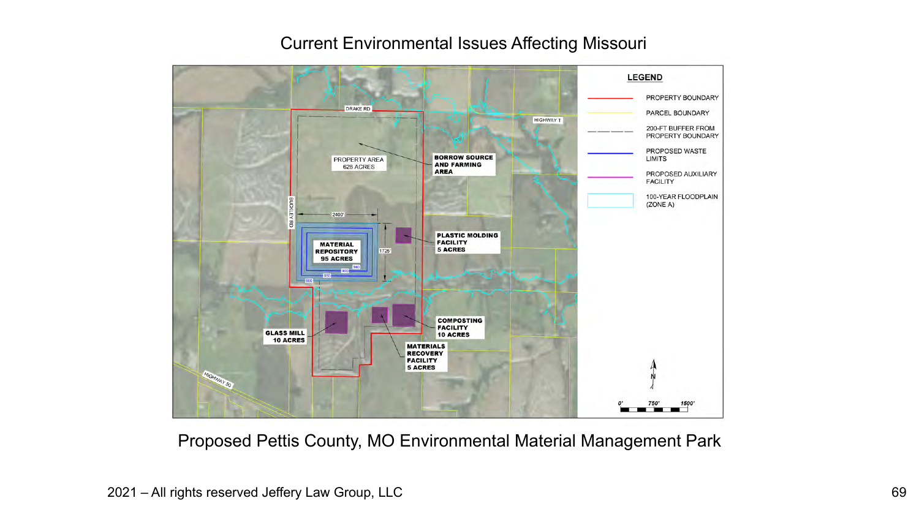# Current Environmental Issues Affecting Missouri

LEGEND

- PROPERTY BOUNDARY
- PARCEL BOUNDARY
- 200-FT BUFFER FROM PROPERTY BOUNDARY
- PROPOSED WASTE LIMITS
- PROPOSED AUXILIARY FACILITY
- 100-YEAR FLOODPLAIN (ZONE A)

DRAKE RD

HIGHWAY T

PROPERTY AREA 628 ACRES

BORROW SOURCE AND FARMING AREA

BUCKLEY RD

2400'

1725'

MATERIAL REPOSITORY 95 ACRES

PLASTIC MOLDING FACILITY 5 ACRES

COMPOSTING FACILITY 10 ACRES

GLASS MILL 10 ACRES

MATERIALS RECOVERY FACILITY 5 ACRES

HIGHWAY 50

0' 750' 1500'

Proposed Pettis County, MO Environmental Material Management Park

2021 – All rights reserved Jeffery Law Group, LLC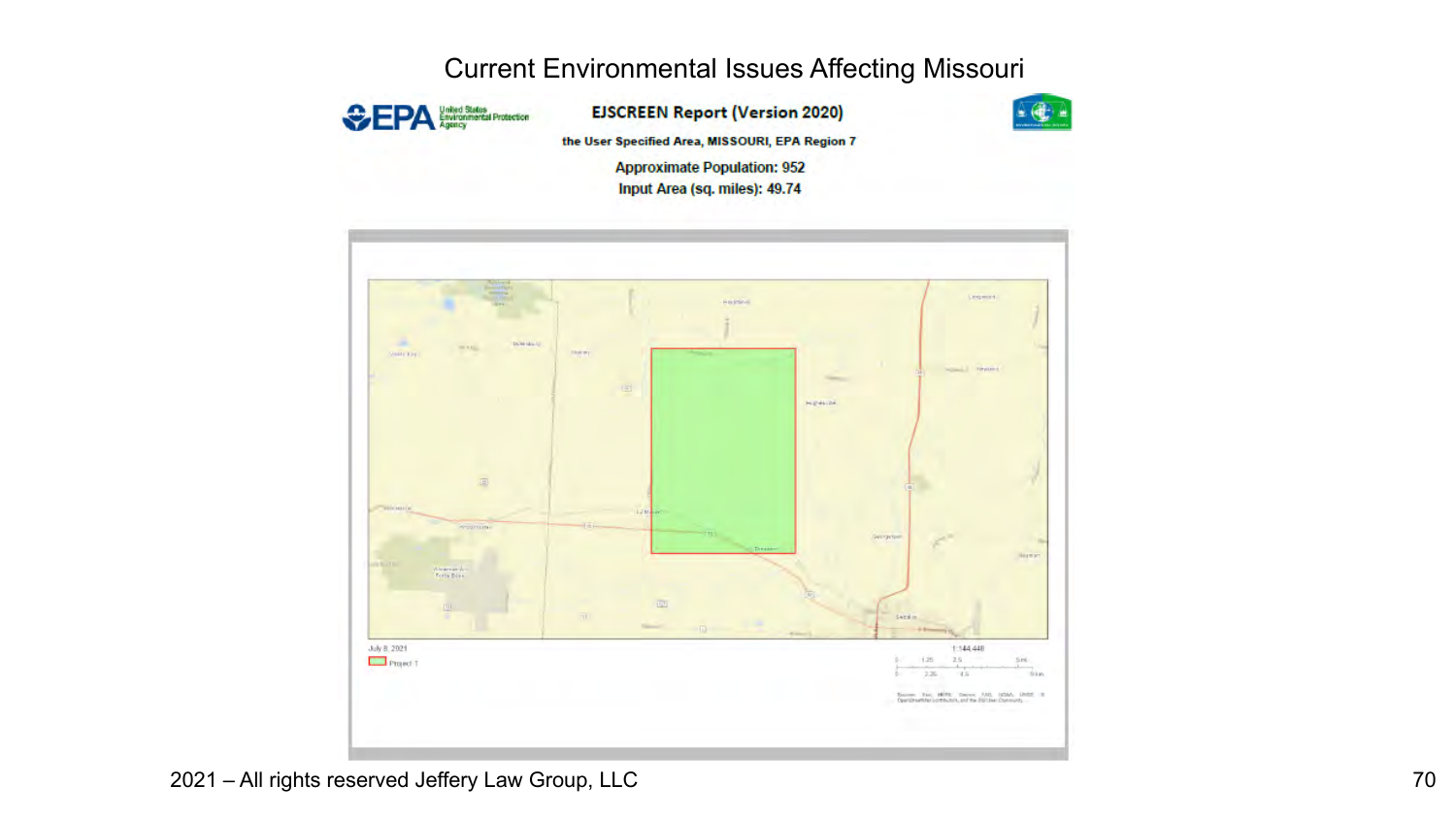# Current Environmental Issues Affecting Missouri

**EJSCREEN Report (Version 2020)**

**the User Specified Area, MISSOURI, EPA Region 7**

**Approximate Population: 952**

**Input Area (sq. miles): 49.74**

July 8, 2021

Project 1

1:144,448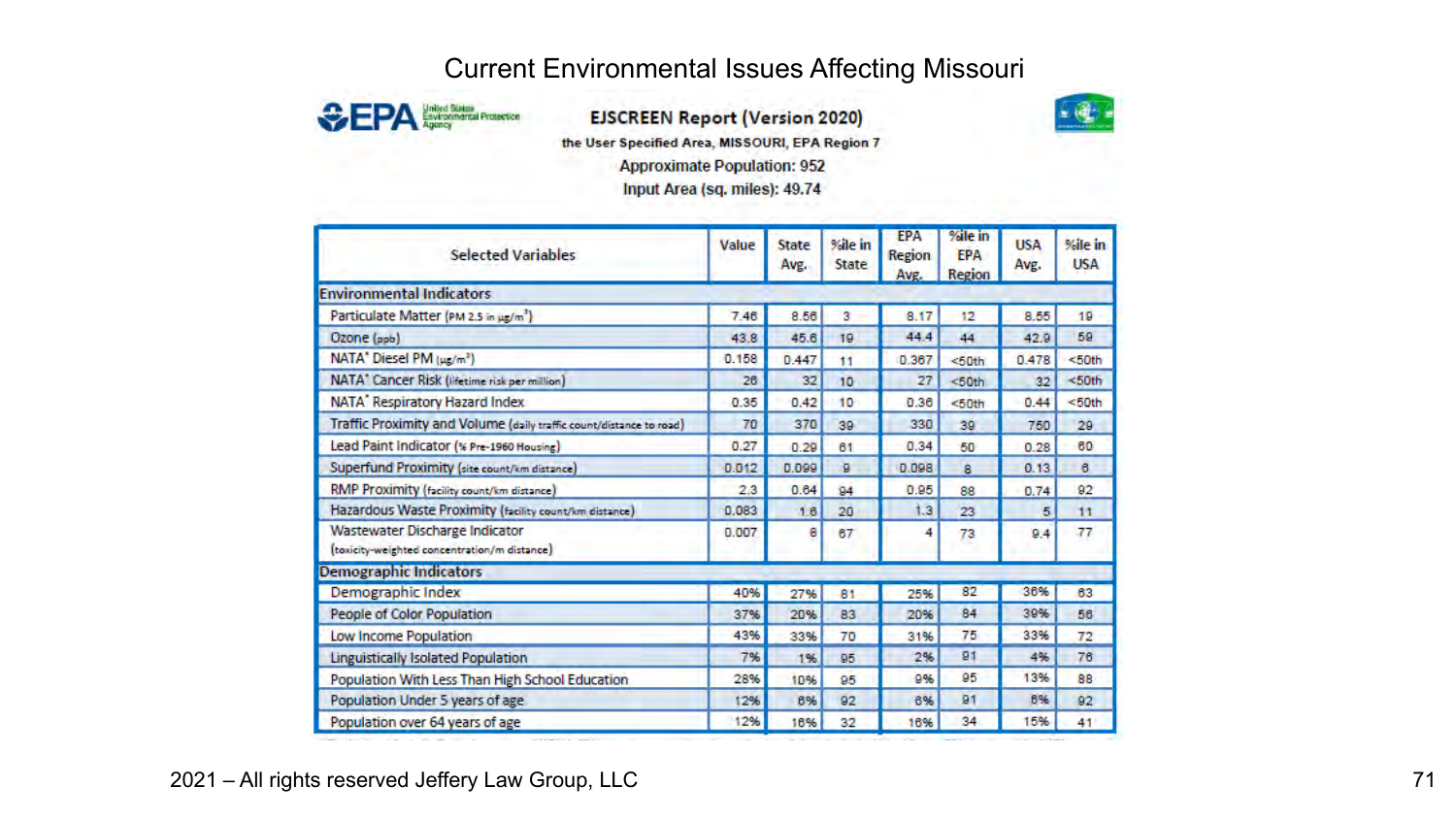# Current Environmental Issues Affecting Missouri

**EJSCREEN Report (Version 2020)**

**the User Specified Area, MISSOURI, EPA Region 7**

Approximate Population: 952

Input Area (sq. miles): 49.74

| Selected Variables | Value | State Avg. | %ile in State | EPA Region Avg. | %ile in EPA Region | USA Avg. | %ile in USA |
|---|---|---|---|---|---|---|---|
| **Environmental Indicators** | | | | | | | |
| Particulate Matter (PM 2.5 in $\mu g/m^3$) | 7.46 | 8.56 | 3 | 8.17 | 12 | 8.55 | 19 |
| Ozone (ppb) | 43.8 | 45.6 | 19 | 44.4 | 44 | 42.9 | 59 |
| NATA* Diesel PM ($\mu g/m^3$) | 0.158 | 0.447 | 11 | 0.367 | <50th | 0.478 | <50th |
| NATA* Cancer Risk (lifetime risk per million) | 26 | 32 | 10 | 27 | <50th | 32 | <50th |
| NATA* Respiratory Hazard Index | 0.35 | 0.42 | 10 | 0.36 | <50th | 0.44 | <50th |
| Traffic Proximity and Volume (daily traffic count/distance to road) | 70 | 370 | 39 | 330 | 39 | 750 | 29 |
| Lead Paint Indicator (% Pre-1960 Housing) | 0.27 | 0.29 | 61 | 0.34 | 50 | 0.28 | 60 |
| Superfund Proximity (site count/km distance) | 0.012 | 0.099 | 9 | 0.098 | 8 | 0.13 | 6 |
| RMP Proximity (facility count/km distance) | 2.3 | 0.64 | 94 | 0.95 | 88 | 0.74 | 92 |
| Hazardous Waste Proximity (facility count/km distance) | 0.083 | 1.6 | 20 | 1.3 | 23 | 5 | 11 |
| Wastewater Discharge Indicator (toxicity-weighted concentration/m distance) | 0.007 | 8 | 67 | 4 | 73 | 9.4 | 77 |
| **Demographic Indicators** | | | | | | | |
| Demographic Index | 40% | 27% | 81 | 25% | 82 | 36% | 63 |
| People of Color Population | 37% | 20% | 83 | 20% | 84 | 39% | 56 |
| Low Income Population | 43% | 33% | 70 | 31% | 75 | 33% | 72 |
| Linguistically Isolated Population | 7% | 1% | 95 | 2% | 91 | 4% | 76 |
| Population With Less Than High School Education | 28% | 10% | 95 | 9% | 95 | 13% | 88 |
| Population Under 5 years of age | 12% | 6% | 92 | 6% | 91 | 6% | 92 |
| Population over 64 years of age | 12% | 16% | 32 | 16% | 34 | 15% | 41 |

2021 – All rights reserved Jeffery Law Group, LLC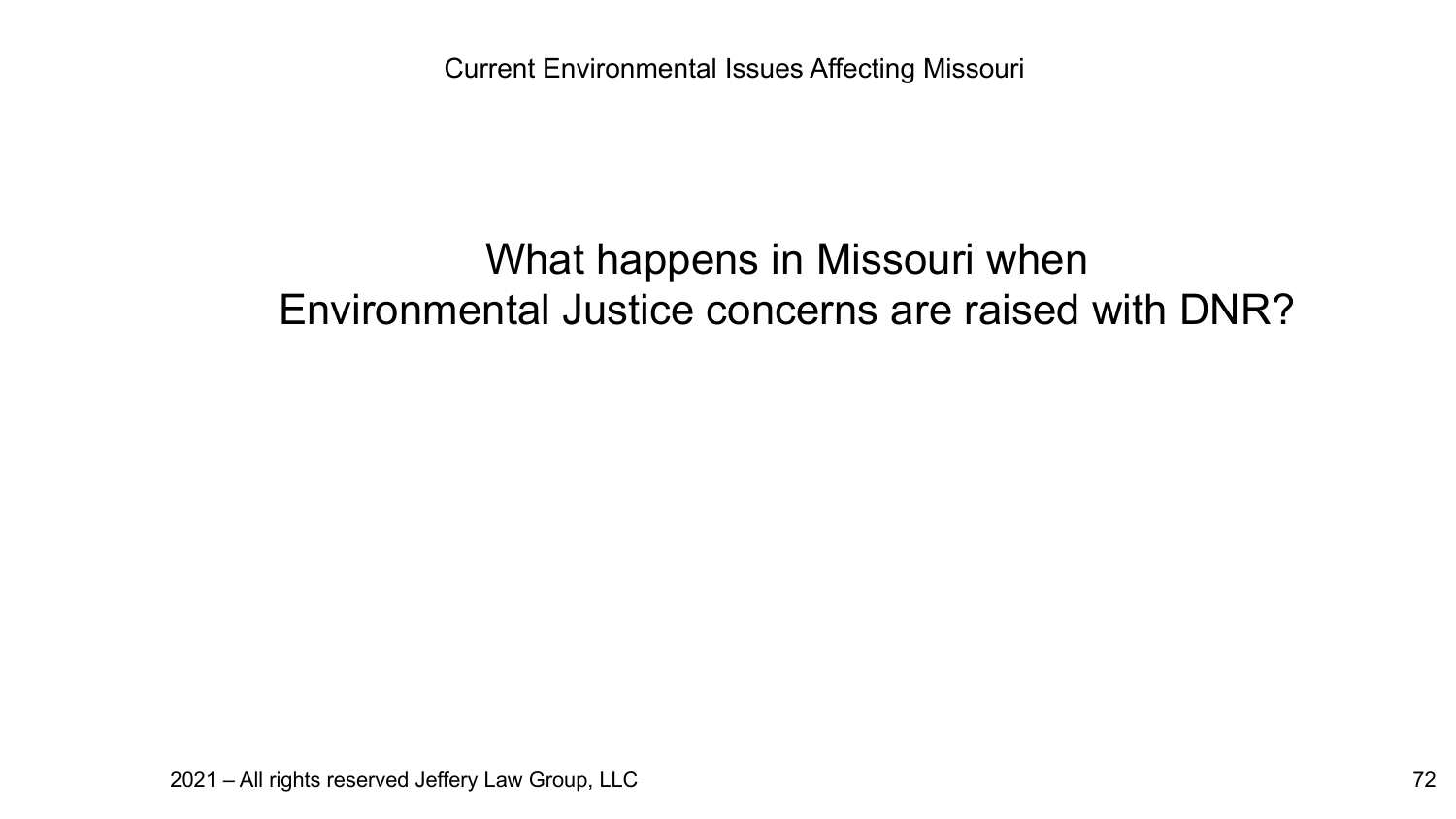What happens in Missouri when Environmental Justice concerns are raised with DNR?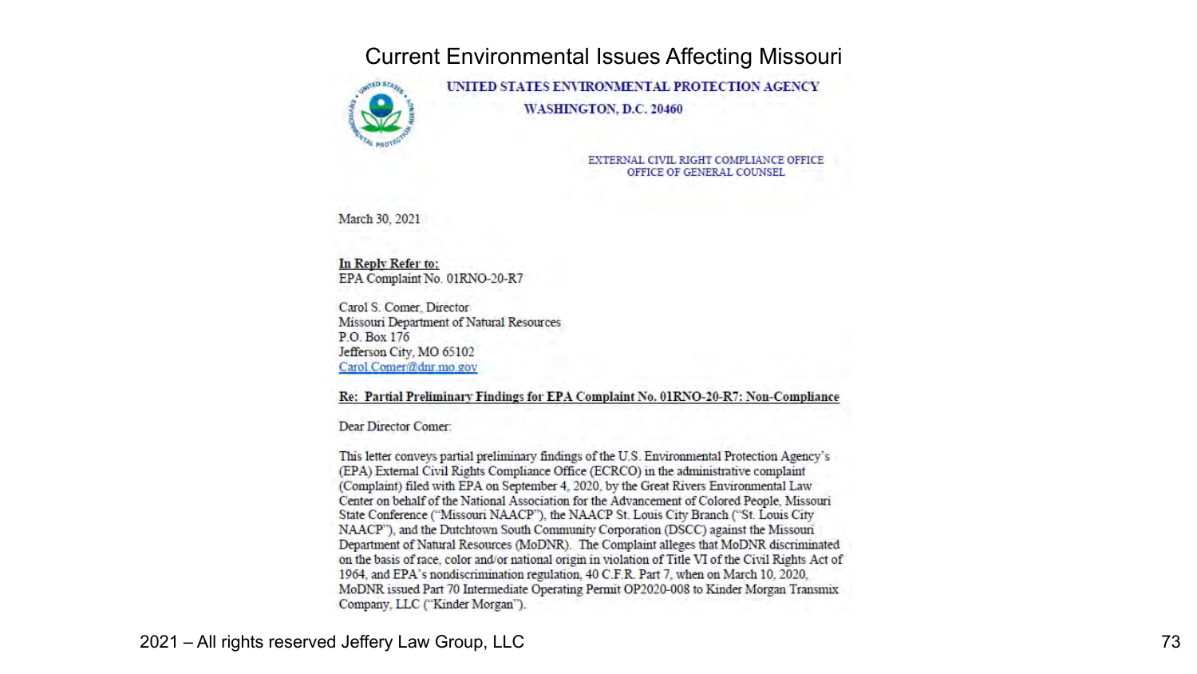# Current Environmental Issues Affecting Missouri

**UNITED STATES ENVIRONMENTAL PROTECTION AGENCY**

**WASHINGTON, D.C. 20460**

EXTERNAL CIVIL RIGHT COMPLIANCE OFFICE
OFFICE OF GENERAL COUNSEL

March 30, 2021

**In Reply Refer to:**
EPA Complaint No. 01RNO-20-R7

Carol S. Comer, Director
Missouri Department of Natural Resources
P.O. Box 176
Jefferson City, MO 65102
Carol.Comer@dnr.mo.gov

**Re: Partial Preliminary Findings for EPA Complaint No. 01RNO-20-R7: Non-Compliance**

Dear Director Comer:

This letter conveys partial preliminary findings of the U.S. Environmental Protection Agency's (EPA) External Civil Rights Compliance Office (ECRCO) in the administrative complaint (Complaint) filed with EPA on September 4, 2020, by the Great Rivers Environmental Law Center on behalf of the National Association for the Advancement of Colored People, Missouri State Conference ("Missouri NAACP"), the NAACP St. Louis City Branch ("St. Louis City NAACP"), and the Dutchtown South Community Corporation (DSCC) against the Missouri Department of Natural Resources (MoDNR). The Complaint alleges that MoDNR discriminated on the basis of race, color and/or national origin in violation of Title VI of the Civil Rights Act of 1964, and EPA's nondiscrimination regulation, 40 C.F.R. Part 7, when on March 10, 2020, MoDNR issued Part 70 Intermediate Operating Permit OP2020-008 to Kinder Morgan Transmix Company, LLC ("Kinder Morgan").

2021 – All rights reserved Jeffery Law Group, LLC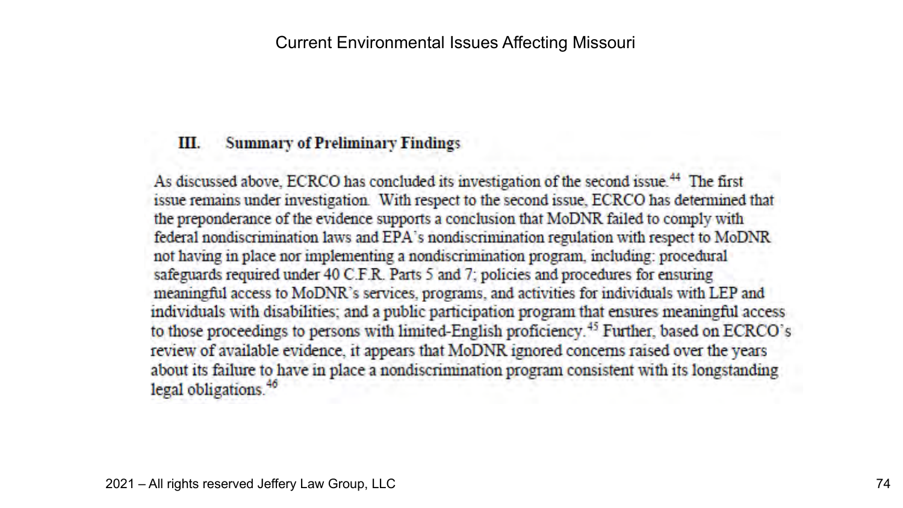# Current Environmental Issues Affecting Missouri

## III. Summary of Preliminary Findings

As discussed above, ECRCO has concluded its investigation of the second issue.[44] The first issue remains under investigation. With respect to the second issue, ECRCO has determined that the preponderance of the evidence supports a conclusion that MoDNR failed to comply with federal nondiscrimination laws and EPA's nondiscrimination regulation with respect to MoDNR not having in place nor implementing a nondiscrimination program, including: procedural safeguards required under 40 C.F.R. Parts 5 and 7; policies and procedures for ensuring meaningful access to MoDNR's services, programs, and activities for individuals with LEP and individuals with disabilities; and a public participation program that ensures meaningful access to those proceedings to persons with limited-English proficiency.[45] Further, based on ECRCO's review of available evidence, it appears that MoDNR ignored concerns raised over the years about its failure to have in place a nondiscrimination program consistent with its longstanding legal obligations.[46]

2021 – All rights reserved Jeffery Law Group, LLC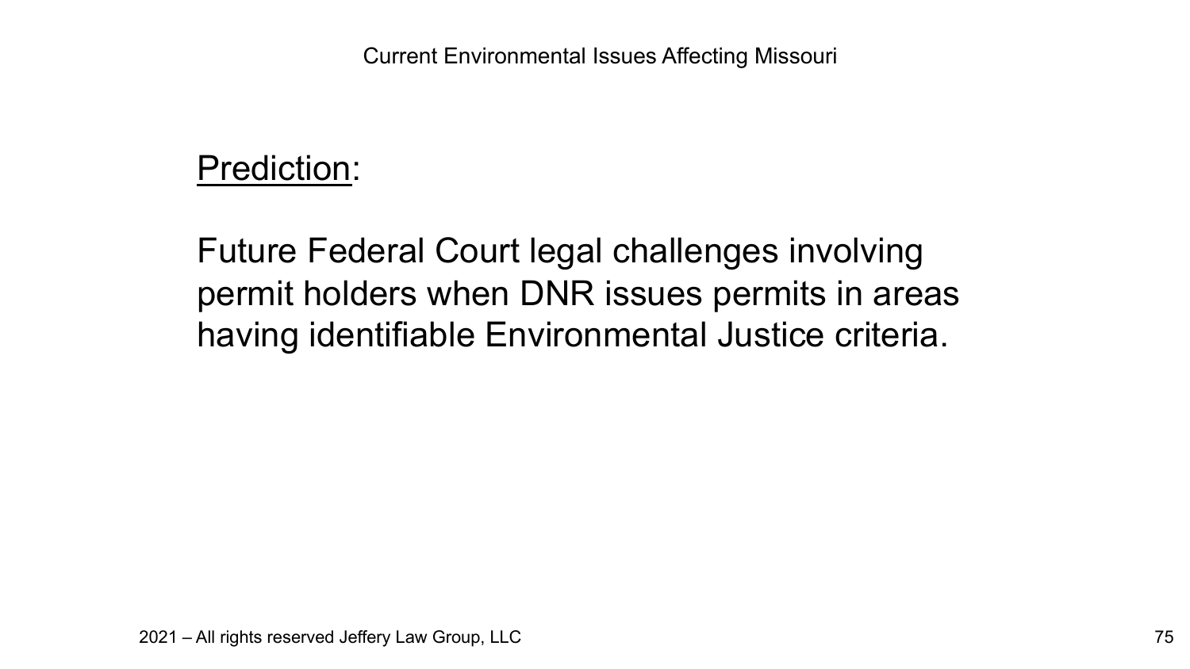Prediction:

Future Federal Court legal challenges involving permit holders when DNR issues permits in areas having identifiable Environmental Justice criteria.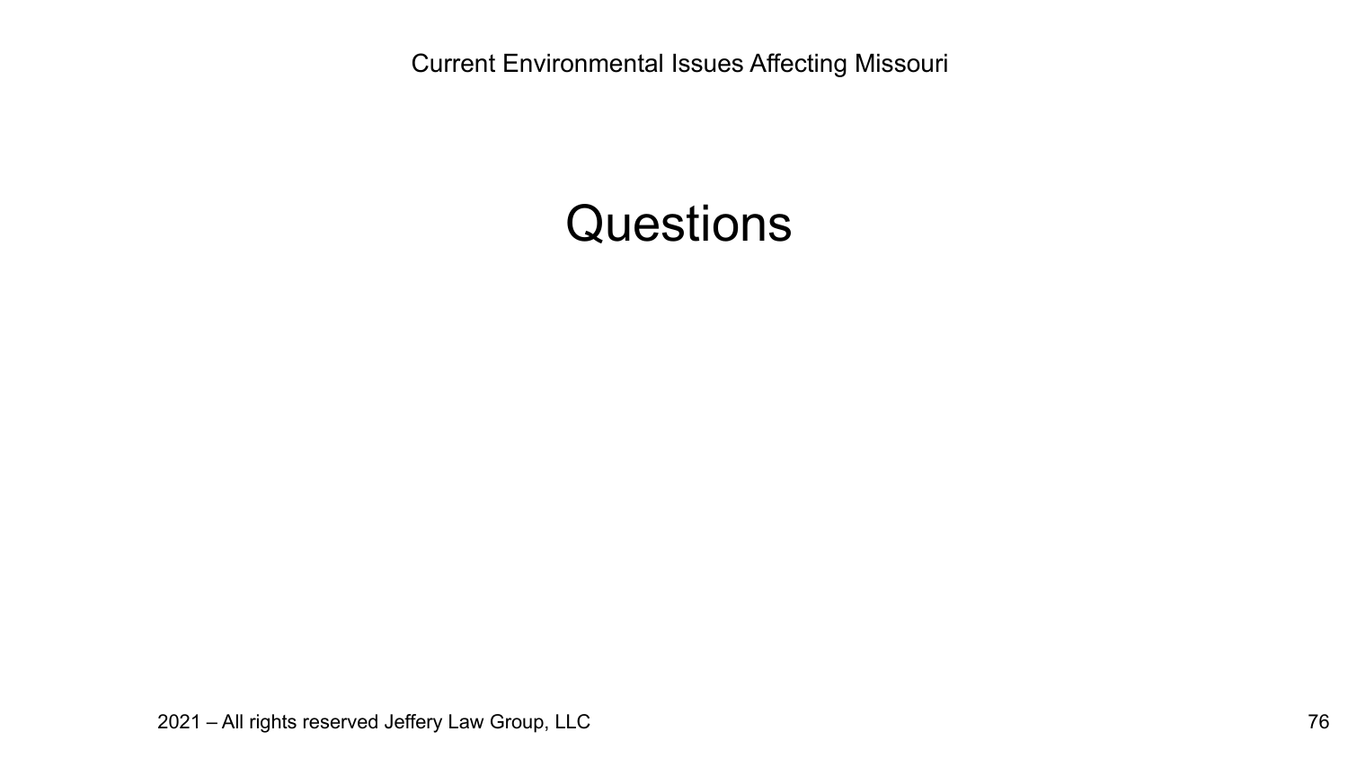# Questions